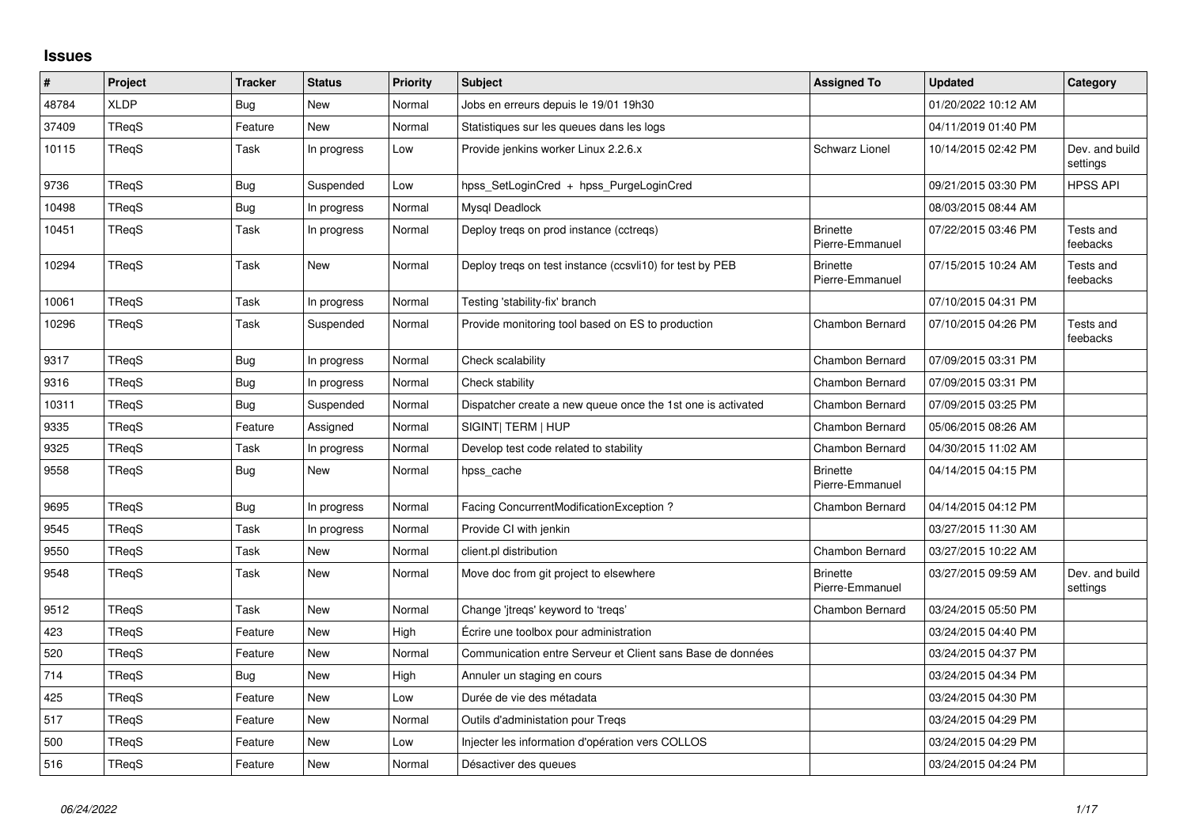## Issues

| # | Project | Tracker | Status | Priority | Subject | Assigned To | Updated | Category |
|---|---|---|---|---|---|---|---|---|
| 48784 | XLDP | Bug | New | Normal | Jobs en erreurs depuis le 19/01 19h30 | | 01/20/2022 10:12 AM | |
| 37409 | TReqS | Feature | New | Normal | Statistiques sur les queues dans les logs | | 04/11/2019 01:40 PM | |
| 10115 | TReqS | Task | In progress | Low | Provide jenkins worker Linux 2.2.6.x | Schwarz Lionel | 10/14/2015 02:42 PM | Dev. and build settings |
| 9736 | TReqS | Bug | Suspended | Low | hpss_SetLoginCred + hpss_PurgeLoginCred | | 09/21/2015 03:30 PM | HPSS API |
| 10498 | TReqS | Bug | In progress | Normal | Mysql Deadlock | | 08/03/2015 08:44 AM | |
| 10451 | TReqS | Task | In progress | Normal | Deploy treqs on prod instance (cctreqs) | Brinette Pierre-Emmanuel | 07/22/2015 03:46 PM | Tests and feebacks |
| 10294 | TReqS | Task | New | Normal | Deploy treqs on test instance (ccsvli10) for test by PEB | Brinette Pierre-Emmanuel | 07/15/2015 10:24 AM | Tests and feebacks |
| 10061 | TReqS | Task | In progress | Normal | Testing 'stability-fix' branch | | 07/10/2015 04:31 PM | |
| 10296 | TReqS | Task | Suspended | Normal | Provide monitoring tool based on ES to production | Chambon Bernard | 07/10/2015 04:26 PM | Tests and feebacks |
| 9317 | TReqS | Bug | In progress | Normal | Check scalability | Chambon Bernard | 07/09/2015 03:31 PM | |
| 9316 | TReqS | Bug | In progress | Normal | Check stability | Chambon Bernard | 07/09/2015 03:31 PM | |
| 10311 | TReqS | Bug | Suspended | Normal | Dispatcher create a new queue once the 1st one is activated | Chambon Bernard | 07/09/2015 03:25 PM | |
| 9335 | TReqS | Feature | Assigned | Normal | SIGINT\| TERM \| HUP | Chambon Bernard | 05/06/2015 08:26 AM | |
| 9325 | TReqS | Task | In progress | Normal | Develop test code related to stability | Chambon Bernard | 04/30/2015 11:02 AM | |
| 9558 | TReqS | Bug | New | Normal | hpss_cache | Brinette Pierre-Emmanuel | 04/14/2015 04:15 PM | |
| 9695 | TReqS | Bug | In progress | Normal | Facing ConcurrentModificationException ? | Chambon Bernard | 04/14/2015 04:12 PM | |
| 9545 | TReqS | Task | In progress | Normal | Provide CI with jenkin | | 03/27/2015 11:30 AM | |
| 9550 | TReqS | Task | New | Normal | client.pl distribution | Chambon Bernard | 03/27/2015 10:22 AM | |
| 9548 | TReqS | Task | New | Normal | Move doc from git project to elsewhere | Brinette Pierre-Emmanuel | 03/27/2015 09:59 AM | Dev. and build settings |
| 9512 | TReqS | Task | New | Normal | Change 'jtreqs' keyword to 'treqs' | Chambon Bernard | 03/24/2015 05:50 PM | |
| 423 | TReqS | Feature | New | High | Écrire une toolbox pour administration | | 03/24/2015 04:40 PM | |
| 520 | TReqS | Feature | New | Normal | Communication entre Serveur et Client sans Base de données | | 03/24/2015 04:37 PM | |
| 714 | TReqS | Bug | New | High | Annuler un staging en cours | | 03/24/2015 04:34 PM | |
| 425 | TReqS | Feature | New | Low | Durée de vie des métadata | | 03/24/2015 04:30 PM | |
| 517 | TReqS | Feature | New | Normal | Outils d'administation pour Treqs | | 03/24/2015 04:29 PM | |
| 500 | TReqS | Feature | New | Low | Injecter les information d'opération vers COLLOS | | 03/24/2015 04:29 PM | |
| 516 | TReqS | Feature | New | Normal | Désactiver des queues | | 03/24/2015 04:24 PM | |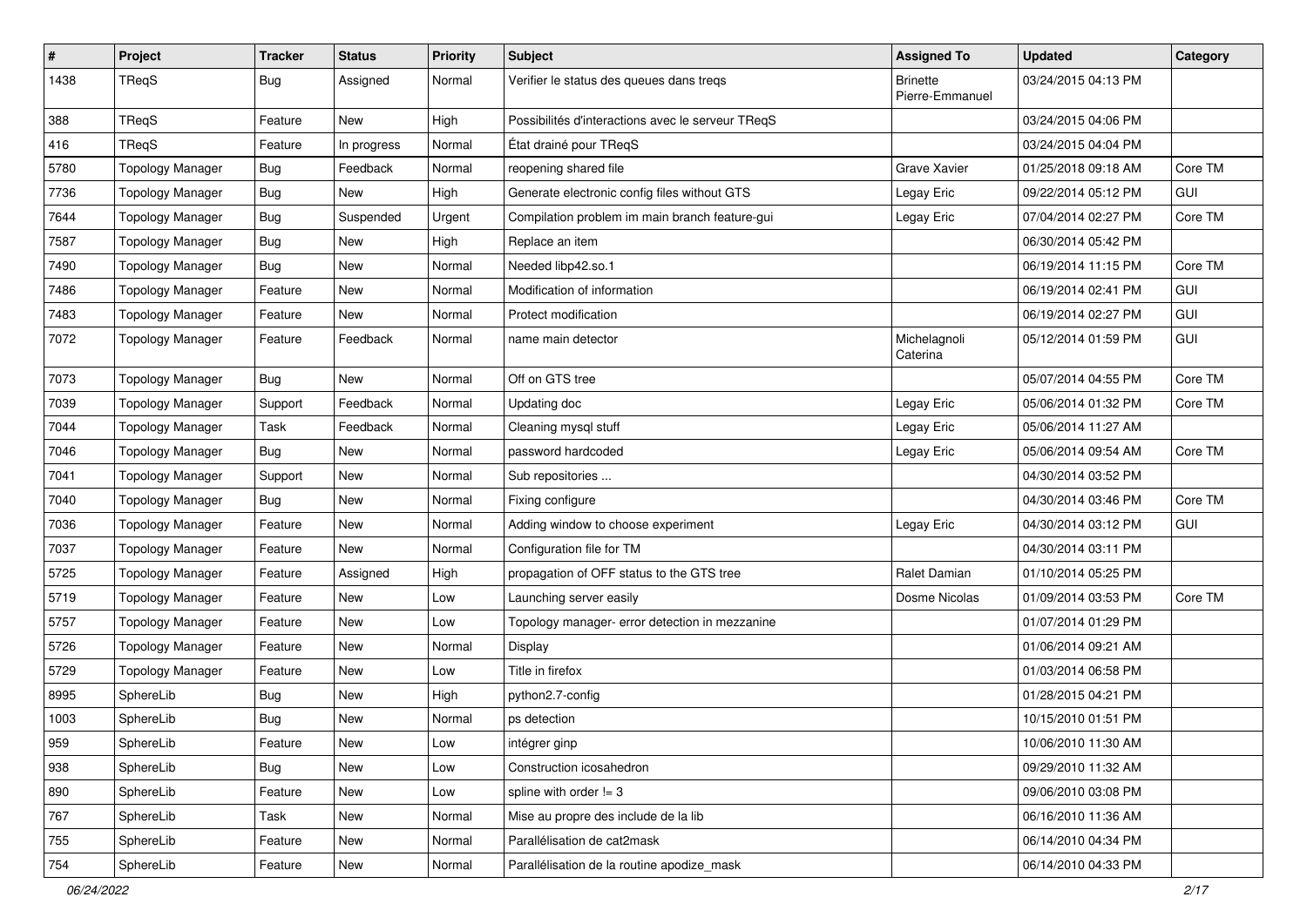| # | Project | Tracker | Status | Priority | Subject | Assigned To | Updated | Category |
|---|---|---|---|---|---|---|---|---|
| 1438 | TReqS | Bug | Assigned | Normal | Verifier le status des queues dans treqs | Brinette Pierre-Emmanuel | 03/24/2015 04:13 PM | |
| 388 | TReqS | Feature | New | High | Possibilités d'interactions avec le serveur TReqS | | 03/24/2015 04:06 PM | |
| 416 | TReqS | Feature | In progress | Normal | État drainé pour TReqS | | 03/24/2015 04:04 PM | |
| 5780 | Topology Manager | Bug | Feedback | Normal | reopening shared file | Grave Xavier | 01/25/2018 09:18 AM | Core TM |
| 7736 | Topology Manager | Bug | New | High | Generate electronic config files without GTS | Legay Eric | 09/22/2014 05:12 PM | GUI |
| 7644 | Topology Manager | Bug | Suspended | Urgent | Compilation problem im main branch feature-gui | Legay Eric | 07/04/2014 02:27 PM | Core TM |
| 7587 | Topology Manager | Bug | New | High | Replace an item | | 06/30/2014 05:42 PM | |
| 7490 | Topology Manager | Bug | New | Normal | Needed libp42.so.1 | | 06/19/2014 11:15 PM | Core TM |
| 7486 | Topology Manager | Feature | New | Normal | Modification of information | | 06/19/2014 02:41 PM | GUI |
| 7483 | Topology Manager | Feature | New | Normal | Protect modification | | 06/19/2014 02:27 PM | GUI |
| 7072 | Topology Manager | Feature | Feedback | Normal | name main detector | Michelagnoli Caterina | 05/12/2014 01:59 PM | GUI |
| 7073 | Topology Manager | Bug | New | Normal | Off on GTS tree | | 05/07/2014 04:55 PM | Core TM |
| 7039 | Topology Manager | Support | Feedback | Normal | Updating doc | Legay Eric | 05/06/2014 01:32 PM | Core TM |
| 7044 | Topology Manager | Task | Feedback | Normal | Cleaning mysql stuff | Legay Eric | 05/06/2014 11:27 AM | |
| 7046 | Topology Manager | Bug | New | Normal | password hardcoded | Legay Eric | 05/06/2014 09:54 AM | Core TM |
| 7041 | Topology Manager | Support | New | Normal | Sub repositories ... | | 04/30/2014 03:52 PM | |
| 7040 | Topology Manager | Bug | New | Normal | Fixing configure | | 04/30/2014 03:46 PM | Core TM |
| 7036 | Topology Manager | Feature | New | Normal | Adding window to choose experiment | Legay Eric | 04/30/2014 03:12 PM | GUI |
| 7037 | Topology Manager | Feature | New | Normal | Configuration file for TM | | 04/30/2014 03:11 PM | |
| 5725 | Topology Manager | Feature | Assigned | High | propagation of OFF status to the GTS tree | Ralet Damian | 01/10/2014 05:25 PM | |
| 5719 | Topology Manager | Feature | New | Low | Launching server easily | Dosme Nicolas | 01/09/2014 03:53 PM | Core TM |
| 5757 | Topology Manager | Feature | New | Low | Topology manager- error detection in mezzanine | | 01/07/2014 01:29 PM | |
| 5726 | Topology Manager | Feature | New | Normal | Display | | 01/06/2014 09:21 AM | |
| 5729 | Topology Manager | Feature | New | Low | Title in firefox | | 01/03/2014 06:58 PM | |
| 8995 | SphereLib | Bug | New | High | python2.7-config | | 01/28/2015 04:21 PM | |
| 1003 | SphereLib | Bug | New | Normal | ps detection | | 10/15/2010 01:51 PM | |
| 959 | SphereLib | Feature | New | Low | intégrer ginp | | 10/06/2010 11:30 AM | |
| 938 | SphereLib | Bug | New | Low | Construction icosahedron | | 09/29/2010 11:32 AM | |
| 890 | SphereLib | Feature | New | Low | spline with order != 3 | | 09/06/2010 03:08 PM | |
| 767 | SphereLib | Task | New | Normal | Mise au propre des include de la lib | | 06/16/2010 11:36 AM | |
| 755 | SphereLib | Feature | New | Normal | Parallélisation de cat2mask | | 06/14/2010 04:34 PM | |
| 754 | SphereLib | Feature | New | Normal | Parallélisation de la routine apodize_mask | | 06/14/2010 04:33 PM | |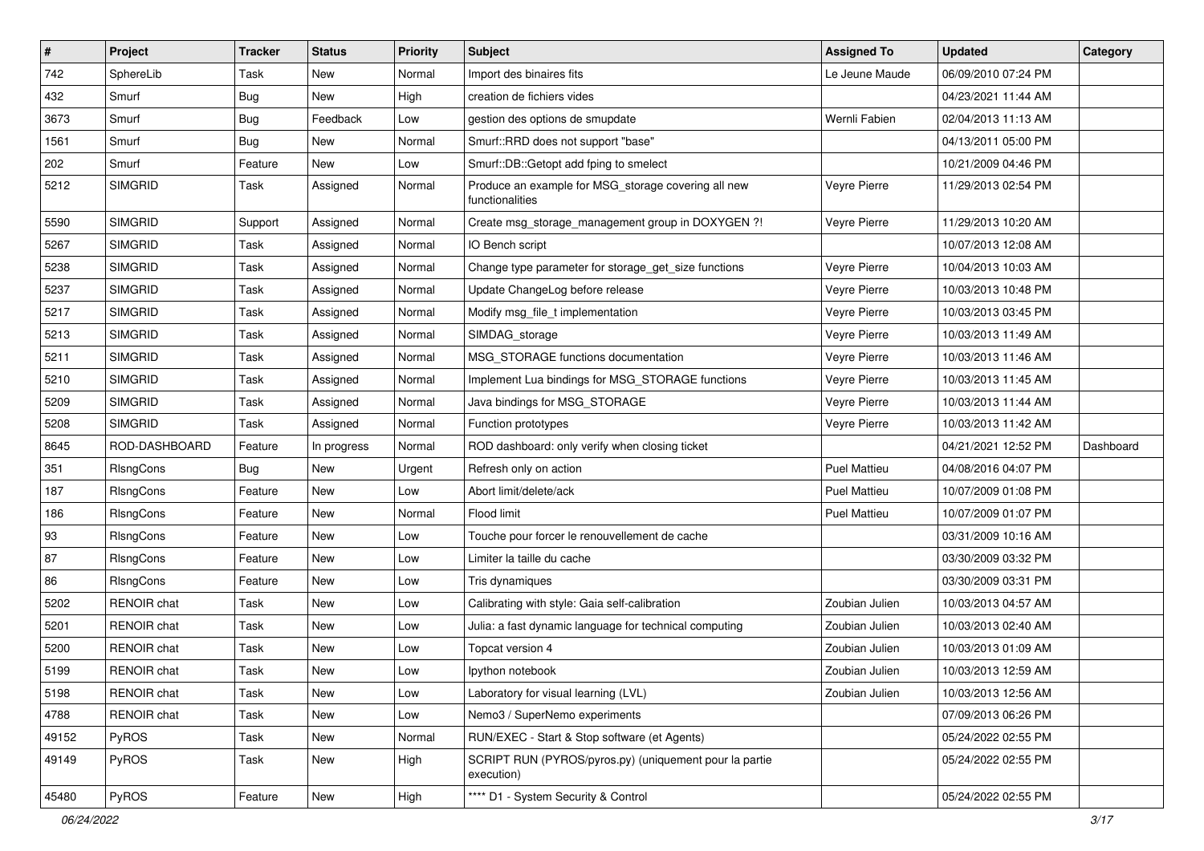| # | Project | Tracker | Status | Priority | Subject | Assigned To | Updated | Category |
|---|---|---|---|---|---|---|---|---|
| 742 | SphereLib | Task | New | Normal | Import des binaires fits | Le Jeune Maude | 06/09/2010 07:24 PM | |
| 432 | Smurf | Bug | New | High | creation de fichiers vides | | 04/23/2021 11:44 AM | |
| 3673 | Smurf | Bug | Feedback | Low | gestion des options de smupdate | Wernli Fabien | 02/04/2013 11:13 AM | |
| 1561 | Smurf | Bug | New | Normal | Smurf::RRD does not support "base" | | 04/13/2011 05:00 PM | |
| 202 | Smurf | Feature | New | Low | Smurf::DB::Getopt add fping to smelect | | 10/21/2009 04:46 PM | |
| 5212 | SIMGRID | Task | Assigned | Normal | Produce an example for MSG_storage covering all new functionalities | Veyre Pierre | 11/29/2013 02:54 PM | |
| 5590 | SIMGRID | Support | Assigned | Normal | Create msg_storage_management group in DOXYGEN ?! | Veyre Pierre | 11/29/2013 10:20 AM | |
| 5267 | SIMGRID | Task | Assigned | Normal | IO Bench script | | 10/07/2013 12:08 AM | |
| 5238 | SIMGRID | Task | Assigned | Normal | Change type parameter for storage_get_size functions | Veyre Pierre | 10/04/2013 10:03 AM | |
| 5237 | SIMGRID | Task | Assigned | Normal | Update ChangeLog before release | Veyre Pierre | 10/03/2013 10:48 PM | |
| 5217 | SIMGRID | Task | Assigned | Normal | Modify msg_file_t implementation | Veyre Pierre | 10/03/2013 03:45 PM | |
| 5213 | SIMGRID | Task | Assigned | Normal | SIMDAG_storage | Veyre Pierre | 10/03/2013 11:49 AM | |
| 5211 | SIMGRID | Task | Assigned | Normal | MSG_STORAGE functions documentation | Veyre Pierre | 10/03/2013 11:46 AM | |
| 5210 | SIMGRID | Task | Assigned | Normal | Implement Lua bindings for MSG_STORAGE functions | Veyre Pierre | 10/03/2013 11:45 AM | |
| 5209 | SIMGRID | Task | Assigned | Normal | Java bindings for MSG_STORAGE | Veyre Pierre | 10/03/2013 11:44 AM | |
| 5208 | SIMGRID | Task | Assigned | Normal | Function prototypes | Veyre Pierre | 10/03/2013 11:42 AM | |
| 8645 | ROD-DASHBOARD | Feature | In progress | Normal | ROD dashboard: only verify when closing ticket | | 04/21/2021 12:52 PM | Dashboard |
| 351 | RlsngCons | Bug | New | Urgent | Refresh only on action | Puel Mattieu | 04/08/2016 04:07 PM | |
| 187 | RlsngCons | Feature | New | Low | Abort limit/delete/ack | Puel Mattieu | 10/07/2009 01:08 PM | |
| 186 | RlsngCons | Feature | New | Normal | Flood limit | Puel Mattieu | 10/07/2009 01:07 PM | |
| 93 | RlsngCons | Feature | New | Low | Touche pour forcer le renouvellement de cache | | 03/31/2009 10:16 AM | |
| 87 | RlsngCons | Feature | New | Low | Limiter la taille du cache | | 03/30/2009 03:32 PM | |
| 86 | RlsngCons | Feature | New | Low | Tris dynamiques | | 03/30/2009 03:31 PM | |
| 5202 | RENOIR chat | Task | New | Low | Calibrating with style: Gaia self-calibration | Zoubian Julien | 10/03/2013 04:57 AM | |
| 5201 | RENOIR chat | Task | New | Low | Julia: a fast dynamic language for technical computing | Zoubian Julien | 10/03/2013 02:40 AM | |
| 5200 | RENOIR chat | Task | New | Low | Topcat version 4 | Zoubian Julien | 10/03/2013 01:09 AM | |
| 5199 | RENOIR chat | Task | New | Low | Ipython notebook | Zoubian Julien | 10/03/2013 12:59 AM | |
| 5198 | RENOIR chat | Task | New | Low | Laboratory for visual learning (LVL) | Zoubian Julien | 10/03/2013 12:56 AM | |
| 4788 | RENOIR chat | Task | New | Low | Nemo3 / SuperNemo experiments | | 07/09/2013 06:26 PM | |
| 49152 | PyROS | Task | New | Normal | RUN/EXEC - Start & Stop software (et Agents) | | 05/24/2022 02:55 PM | |
| 49149 | PyROS | Task | New | High | SCRIPT RUN (PYROS/pyros.py) (uniquement pour la partie execution) | | 05/24/2022 02:55 PM | |
| 45480 | PyROS | Feature | New | High | **** D1 - System Security & Control | | 05/24/2022 02:55 PM | |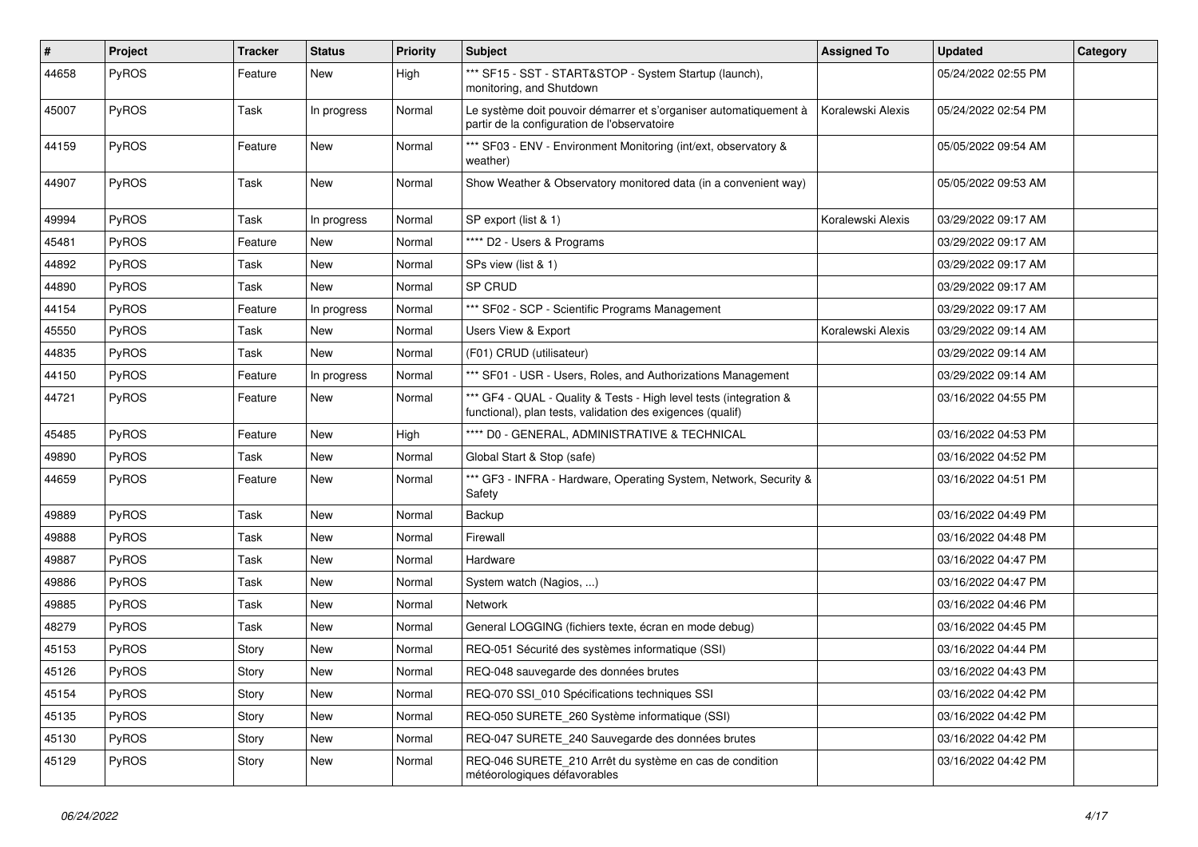| # | Project | Tracker | Status | Priority | Subject | Assigned To | Updated | Category |
|---|---|---|---|---|---|---|---|---|
| 44658 | PyROS | Feature | New | High | *** SF15 - SST - START&STOP - System Startup (launch), monitoring, and Shutdown | | 05/24/2022 02:55 PM | |
| 45007 | PyROS | Task | In progress | Normal | Le système doit pouvoir démarrer et s'organiser automatiquement à partir de la configuration de l'observatoire | Koralewski Alexis | 05/24/2022 02:54 PM | |
| 44159 | PyROS | Feature | New | Normal | *** SF03 - ENV - Environment Monitoring (int/ext, observatory & weather) | | 05/05/2022 09:54 AM | |
| 44907 | PyROS | Task | New | Normal | Show Weather & Observatory monitored data (in a convenient way) | | 05/05/2022 09:53 AM | |
| 49994 | PyROS | Task | In progress | Normal | SP export (list & 1) | Koralewski Alexis | 03/29/2022 09:17 AM | |
| 45481 | PyROS | Feature | New | Normal | **** D2 - Users & Programs | | 03/29/2022 09:17 AM | |
| 44892 | PyROS | Task | New | Normal | SPs view (list & 1) | | 03/29/2022 09:17 AM | |
| 44890 | PyROS | Task | New | Normal | SP CRUD | | 03/29/2022 09:17 AM | |
| 44154 | PyROS | Feature | In progress | Normal | *** SF02 - SCP - Scientific Programs Management | | 03/29/2022 09:17 AM | |
| 45550 | PyROS | Task | New | Normal | Users View & Export | Koralewski Alexis | 03/29/2022 09:14 AM | |
| 44835 | PyROS | Task | New | Normal | (F01) CRUD (utilisateur) | | 03/29/2022 09:14 AM | |
| 44150 | PyROS | Feature | In progress | Normal | *** SF01 - USR - Users, Roles, and Authorizations Management | | 03/29/2022 09:14 AM | |
| 44721 | PyROS | Feature | New | Normal | *** GF4 - QUAL - Quality & Tests - High level tests (integration & functional), plan tests, validation des exigences (qualif) | | 03/16/2022 04:55 PM | |
| 45485 | PyROS | Feature | New | High | **** D0 - GENERAL, ADMINISTRATIVE & TECHNICAL | | 03/16/2022 04:53 PM | |
| 49890 | PyROS | Task | New | Normal | Global Start & Stop (safe) | | 03/16/2022 04:52 PM | |
| 44659 | PyROS | Feature | New | Normal | *** GF3 - INFRA - Hardware, Operating System, Network, Security & Safety | | 03/16/2022 04:51 PM | |
| 49889 | PyROS | Task | New | Normal | Backup | | 03/16/2022 04:49 PM | |
| 49888 | PyROS | Task | New | Normal | Firewall | | 03/16/2022 04:48 PM | |
| 49887 | PyROS | Task | New | Normal | Hardware | | 03/16/2022 04:47 PM | |
| 49886 | PyROS | Task | New | Normal | System watch (Nagios, ...) | | 03/16/2022 04:47 PM | |
| 49885 | PyROS | Task | New | Normal | Network | | 03/16/2022 04:46 PM | |
| 48279 | PyROS | Task | New | Normal | General LOGGING (fichiers texte, écran en mode debug) | | 03/16/2022 04:45 PM | |
| 45153 | PyROS | Story | New | Normal | REQ-051 Sécurité des systèmes informatique (SSI) | | 03/16/2022 04:44 PM | |
| 45126 | PyROS | Story | New | Normal | REQ-048 sauvegarde des données brutes | | 03/16/2022 04:43 PM | |
| 45154 | PyROS | Story | New | Normal | REQ-070 SSI_010 Spécifications techniques SSI | | 03/16/2022 04:42 PM | |
| 45135 | PyROS | Story | New | Normal | REQ-050 SURETE_260 Système informatique (SSI) | | 03/16/2022 04:42 PM | |
| 45130 | PyROS | Story | New | Normal | REQ-047 SURETE_240 Sauvegarde des données brutes | | 03/16/2022 04:42 PM | |
| 45129 | PyROS | Story | New | Normal | REQ-046 SURETE_210 Arrêt du système en cas de condition météorologiques défavorables | | 03/16/2022 04:42 PM | |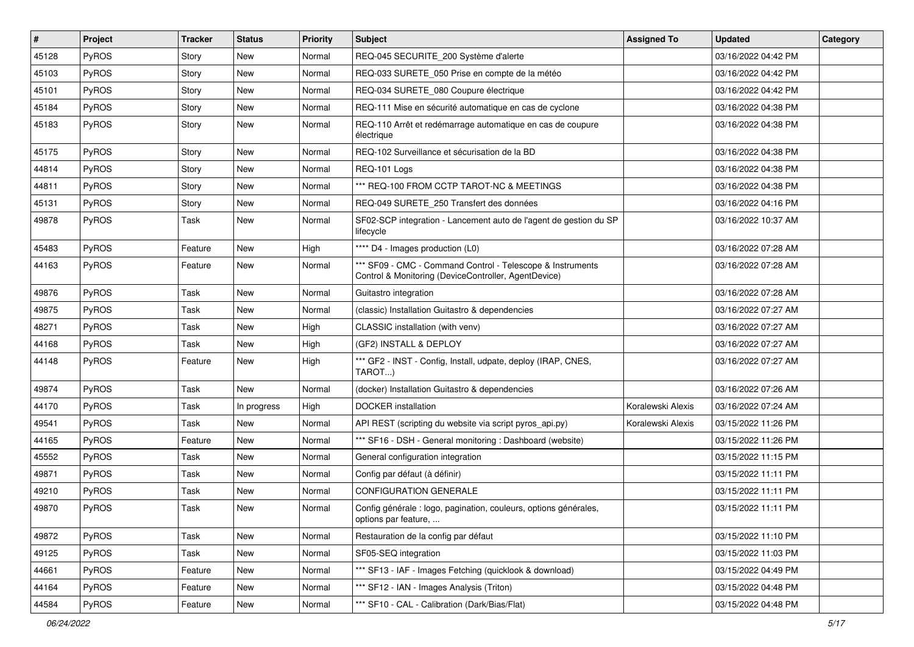| # | Project | Tracker | Status | Priority | Subject | Assigned To | Updated | Category |
| --- | --- | --- | --- | --- | --- | --- | --- | --- |
| 45128 | PyROS | Story | New | Normal | REQ-045 SECURITE_200 Système d'alerte | | 03/16/2022 04:42 PM | |
| 45103 | PyROS | Story | New | Normal | REQ-033 SURETE_050 Prise en compte de la météo | | 03/16/2022 04:42 PM | |
| 45101 | PyROS | Story | New | Normal | REQ-034 SURETE_080 Coupure électrique | | 03/16/2022 04:42 PM | |
| 45184 | PyROS | Story | New | Normal | REQ-111 Mise en sécurité automatique en cas de cyclone | | 03/16/2022 04:38 PM | |
| 45183 | PyROS | Story | New | Normal | REQ-110 Arrêt et redémarrage automatique en cas de coupure électrique | | 03/16/2022 04:38 PM | |
| 45175 | PyROS | Story | New | Normal | REQ-102 Surveillance et sécurisation de la BD | | 03/16/2022 04:38 PM | |
| 44814 | PyROS | Story | New | Normal | REQ-101 Logs | | 03/16/2022 04:38 PM | |
| 44811 | PyROS | Story | New | Normal | *** REQ-100 FROM CCTP TAROT-NC & MEETINGS | | 03/16/2022 04:38 PM | |
| 45131 | PyROS | Story | New | Normal | REQ-049 SURETE_250 Transfert des données | | 03/16/2022 04:16 PM | |
| 49878 | PyROS | Task | New | Normal | SF02-SCP integration - Lancement auto de l'agent de gestion du SP lifecycle | | 03/16/2022 10:37 AM | |
| 45483 | PyROS | Feature | New | High | **** D4 - Images production (L0) | | 03/16/2022 07:28 AM | |
| 44163 | PyROS | Feature | New | Normal | *** SF09 - CMC - Command Control - Telescope & Instruments Control & Monitoring (DeviceController, AgentDevice) | | 03/16/2022 07:28 AM | |
| 49876 | PyROS | Task | New | Normal | Guitastro integration | | 03/16/2022 07:28 AM | |
| 49875 | PyROS | Task | New | Normal | (classic) Installation Guitastro & dependencies | | 03/16/2022 07:27 AM | |
| 48271 | PyROS | Task | New | High | CLASSIC installation (with venv) | | 03/16/2022 07:27 AM | |
| 44168 | PyROS | Task | New | High | (GF2) INSTALL & DEPLOY | | 03/16/2022 07:27 AM | |
| 44148 | PyROS | Feature | New | High | *** GF2 - INST - Config, Install, udpate, deploy (IRAP, CNES, TAROT...) | | 03/16/2022 07:27 AM | |
| 49874 | PyROS | Task | New | Normal | (docker) Installation Guitastro & dependencies | | 03/16/2022 07:26 AM | |
| 44170 | PyROS | Task | In progress | High | DOCKER installation | Koralewski Alexis | 03/16/2022 07:24 AM | |
| 49541 | PyROS | Task | New | Normal | API REST (scripting du website via script pyros_api.py) | Koralewski Alexis | 03/15/2022 11:26 PM | |
| 44165 | PyROS | Feature | New | Normal | *** SF16 - DSH - General monitoring : Dashboard (website) | | 03/15/2022 11:26 PM | |
| 45552 | PyROS | Task | New | Normal | General configuration integration | | 03/15/2022 11:15 PM | |
| 49871 | PyROS | Task | New | Normal | Config par défaut (à définir) | | 03/15/2022 11:11 PM | |
| 49210 | PyROS | Task | New | Normal | CONFIGURATION GENERALE | | 03/15/2022 11:11 PM | |
| 49870 | PyROS | Task | New | Normal | Config générale : logo, pagination, couleurs, options générales, options par feature, ... | | 03/15/2022 11:11 PM | |
| 49872 | PyROS | Task | New | Normal | Restauration de la config par défaut | | 03/15/2022 11:10 PM | |
| 49125 | PyROS | Task | New | Normal | SF05-SEQ integration | | 03/15/2022 11:03 PM | |
| 44661 | PyROS | Feature | New | Normal | *** SF13 - IAF - Images Fetching (quicklook & download) | | 03/15/2022 04:49 PM | |
| 44164 | PyROS | Feature | New | Normal | *** SF12 - IAN - Images Analysis (Triton) | | 03/15/2022 04:48 PM | |
| 44584 | PyROS | Feature | New | Normal | *** SF10 - CAL - Calibration (Dark/Bias/Flat) | | 03/15/2022 04:48 PM | |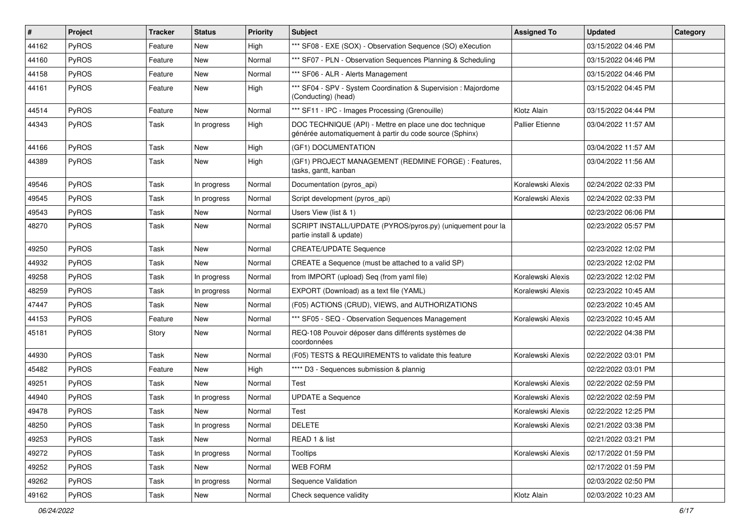| # | Project | Tracker | Status | Priority | Subject | Assigned To | Updated | Category |
|---|---|---|---|---|---|---|---|---|
| 44162 | PyROS | Feature | New | High | *** SF08 - EXE (SOX) - Observation Sequence (SO) eXecution | | 03/15/2022 04:46 PM | |
| 44160 | PyROS | Feature | New | Normal | *** SF07 - PLN - Observation Sequences Planning & Scheduling | | 03/15/2022 04:46 PM | |
| 44158 | PyROS | Feature | New | Normal | *** SF06 - ALR - Alerts Management | | 03/15/2022 04:46 PM | |
| 44161 | PyROS | Feature | New | High | *** SF04 - SPV - System Coordination & Supervision : Majordome (Conducting) (head) | | 03/15/2022 04:45 PM | |
| 44514 | PyROS | Feature | New | Normal | *** SF11 - IPC - Images Processing (Grenouille) | Klotz Alain | 03/15/2022 04:44 PM | |
| 44343 | PyROS | Task | In progress | High | DOC TECHNIQUE (API) - Mettre en place une doc technique générée automatiquement à partir du code source (Sphinx) | Pallier Etienne | 03/04/2022 11:57 AM | |
| 44166 | PyROS | Task | New | High | (GF1) DOCUMENTATION | | 03/04/2022 11:57 AM | |
| 44389 | PyROS | Task | New | High | (GF1) PROJECT MANAGEMENT (REDMINE FORGE) : Features, tasks, gantt, kanban | | 03/04/2022 11:56 AM | |
| 49546 | PyROS | Task | In progress | Normal | Documentation (pyros_api) | Koralewski Alexis | 02/24/2022 02:33 PM | |
| 49545 | PyROS | Task | In progress | Normal | Script development (pyros_api) | Koralewski Alexis | 02/24/2022 02:33 PM | |
| 49543 | PyROS | Task | New | Normal | Users View (list & 1) | | 02/23/2022 06:06 PM | |
| 48270 | PyROS | Task | New | Normal | SCRIPT INSTALL/UPDATE (PYROS/pyros.py) (uniquement pour la partie install & update) | | 02/23/2022 05:57 PM | |
| 49250 | PyROS | Task | New | Normal | CREATE/UPDATE Sequence | | 02/23/2022 12:02 PM | |
| 44932 | PyROS | Task | New | Normal | CREATE a Sequence (must be attached to a valid SP) | | 02/23/2022 12:02 PM | |
| 49258 | PyROS | Task | In progress | Normal | from IMPORT (upload) Seq (from yaml file) | Koralewski Alexis | 02/23/2022 12:02 PM | |
| 48259 | PyROS | Task | In progress | Normal | EXPORT (Download) as a text file (YAML) | Koralewski Alexis | 02/23/2022 10:45 AM | |
| 47447 | PyROS | Task | New | Normal | (F05) ACTIONS (CRUD), VIEWS, and AUTHORIZATIONS | | 02/23/2022 10:45 AM | |
| 44153 | PyROS | Feature | New | Normal | *** SF05 - SEQ - Observation Sequences Management | Koralewski Alexis | 02/23/2022 10:45 AM | |
| 45181 | PyROS | Story | New | Normal | REQ-108 Pouvoir déposer dans différents systèmes de coordonnées | | 02/22/2022 04:38 PM | |
| 44930 | PyROS | Task | New | Normal | (F05) TESTS & REQUIREMENTS to validate this feature | Koralewski Alexis | 02/22/2022 03:01 PM | |
| 45482 | PyROS | Feature | New | High | **** D3 - Sequences submission & plannig | | 02/22/2022 03:01 PM | |
| 49251 | PyROS | Task | New | Normal | Test | Koralewski Alexis | 02/22/2022 02:59 PM | |
| 44940 | PyROS | Task | In progress | Normal | UPDATE a Sequence | Koralewski Alexis | 02/22/2022 02:59 PM | |
| 49478 | PyROS | Task | New | Normal | Test | Koralewski Alexis | 02/22/2022 12:25 PM | |
| 48250 | PyROS | Task | In progress | Normal | DELETE | Koralewski Alexis | 02/21/2022 03:38 PM | |
| 49253 | PyROS | Task | New | Normal | READ 1 & list | | 02/21/2022 03:21 PM | |
| 49272 | PyROS | Task | In progress | Normal | Tooltips | Koralewski Alexis | 02/17/2022 01:59 PM | |
| 49252 | PyROS | Task | New | Normal | WEB FORM | | 02/17/2022 01:59 PM | |
| 49262 | PyROS | Task | In progress | Normal | Sequence Validation | | 02/03/2022 02:50 PM | |
| 49162 | PyROS | Task | New | Normal | Check sequence validity | Klotz Alain | 02/03/2022 10:23 AM | |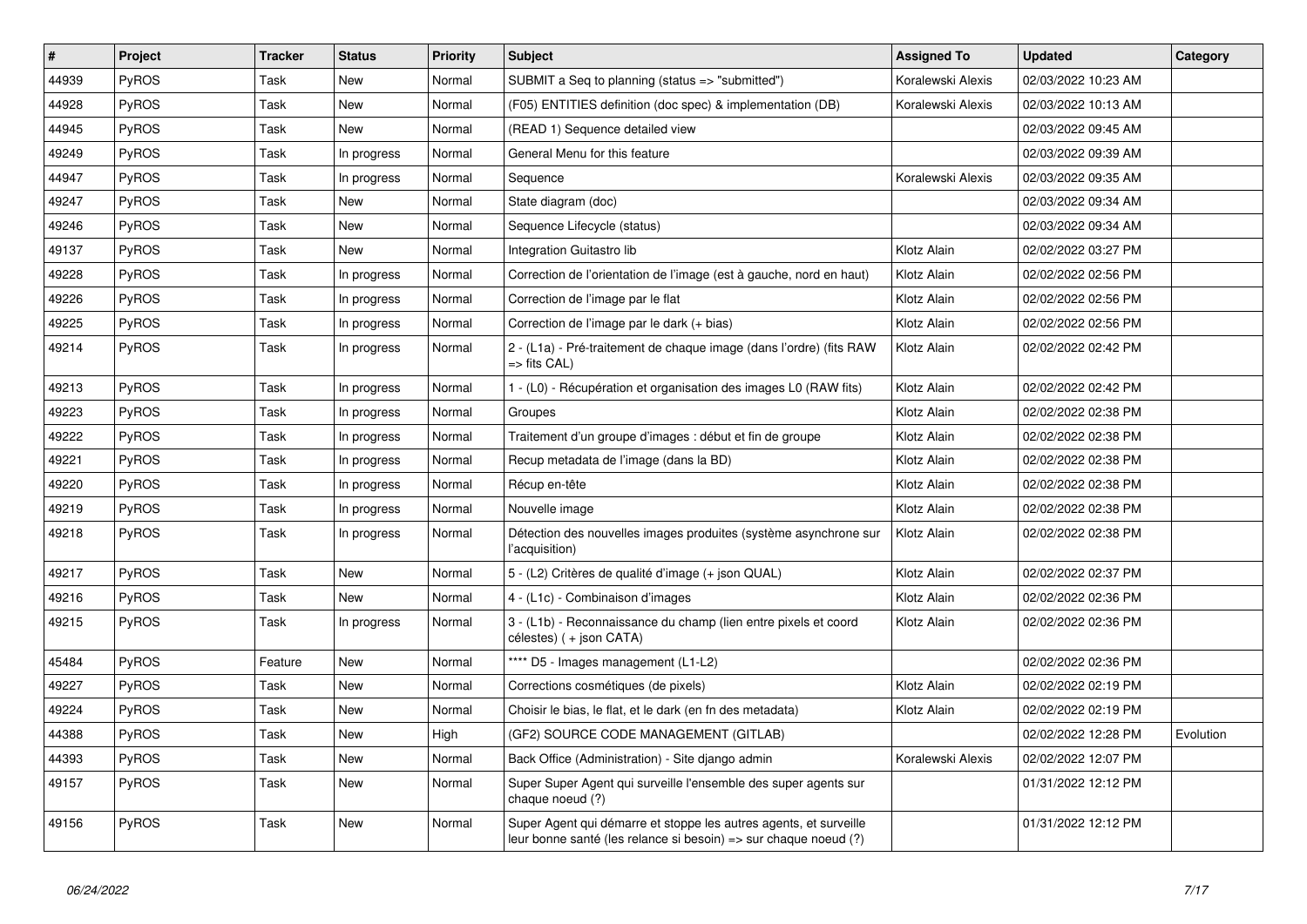| # | Project | Tracker | Status | Priority | Subject | Assigned To | Updated | Category |
|---|---|---|---|---|---|---|---|---|
| 44939 | PyROS | Task | New | Normal | SUBMIT a Seq to planning (status => "submitted") | Koralewski Alexis | 02/03/2022 10:23 AM | |
| 44928 | PyROS | Task | New | Normal | (F05) ENTITIES definition (doc spec) & implementation (DB) | Koralewski Alexis | 02/03/2022 10:13 AM | |
| 44945 | PyROS | Task | New | Normal | (READ 1) Sequence detailed view | | 02/03/2022 09:45 AM | |
| 49249 | PyROS | Task | In progress | Normal | General Menu for this feature | | 02/03/2022 09:39 AM | |
| 44947 | PyROS | Task | In progress | Normal | Sequence | Koralewski Alexis | 02/03/2022 09:35 AM | |
| 49247 | PyROS | Task | New | Normal | State diagram (doc) | | 02/03/2022 09:34 AM | |
| 49246 | PyROS | Task | New | Normal | Sequence Lifecycle (status) | | 02/03/2022 09:34 AM | |
| 49137 | PyROS | Task | New | Normal | Integration Guitastro lib | Klotz Alain | 02/02/2022 03:27 PM | |
| 49228 | PyROS | Task | In progress | Normal | Correction de l'orientation de l'image (est à gauche, nord en haut) | Klotz Alain | 02/02/2022 02:56 PM | |
| 49226 | PyROS | Task | In progress | Normal | Correction de l'image par le flat | Klotz Alain | 02/02/2022 02:56 PM | |
| 49225 | PyROS | Task | In progress | Normal | Correction de l'image par le dark (+ bias) | Klotz Alain | 02/02/2022 02:56 PM | |
| 49214 | PyROS | Task | In progress | Normal | 2 - (L1a) - Pré-traitement de chaque image (dans l'ordre) (fits RAW => fits CAL) | Klotz Alain | 02/02/2022 02:42 PM | |
| 49213 | PyROS | Task | In progress | Normal | 1 - (L0) - Récupération et organisation des images L0 (RAW fits) | Klotz Alain | 02/02/2022 02:42 PM | |
| 49223 | PyROS | Task | In progress | Normal | Groupes | Klotz Alain | 02/02/2022 02:38 PM | |
| 49222 | PyROS | Task | In progress | Normal | Traitement d'un groupe d'images : début et fin de groupe | Klotz Alain | 02/02/2022 02:38 PM | |
| 49221 | PyROS | Task | In progress | Normal | Recup metadata de l'image (dans la BD) | Klotz Alain | 02/02/2022 02:38 PM | |
| 49220 | PyROS | Task | In progress | Normal | Récup en-tête | Klotz Alain | 02/02/2022 02:38 PM | |
| 49219 | PyROS | Task | In progress | Normal | Nouvelle image | Klotz Alain | 02/02/2022 02:38 PM | |
| 49218 | PyROS | Task | In progress | Normal | Détection des nouvelles images produites (système asynchrone sur l'acquisition) | Klotz Alain | 02/02/2022 02:38 PM | |
| 49217 | PyROS | Task | New | Normal | 5 - (L2) Critères de qualité d'image (+ json QUAL) | Klotz Alain | 02/02/2022 02:37 PM | |
| 49216 | PyROS | Task | New | Normal | 4 - (L1c) - Combinaison d'images | Klotz Alain | 02/02/2022 02:36 PM | |
| 49215 | PyROS | Task | In progress | Normal | 3 - (L1b) - Reconnaissance du champ (lien entre pixels et coord célestes) ( + json CATA) | Klotz Alain | 02/02/2022 02:36 PM | |
| 45484 | PyROS | Feature | New | Normal | **** D5 - Images management (L1-L2) | | 02/02/2022 02:36 PM | |
| 49227 | PyROS | Task | New | Normal | Corrections cosmétiques (de pixels) | Klotz Alain | 02/02/2022 02:19 PM | |
| 49224 | PyROS | Task | New | Normal | Choisir le bias, le flat, et le dark (en fn des metadata) | Klotz Alain | 02/02/2022 02:19 PM | |
| 44388 | PyROS | Task | New | High | (GF2) SOURCE CODE MANAGEMENT (GITLAB) | | 02/02/2022 12:28 PM | Evolution |
| 44393 | PyROS | Task | New | Normal | Back Office (Administration) - Site django admin | Koralewski Alexis | 02/02/2022 12:07 PM | |
| 49157 | PyROS | Task | New | Normal | Super Super Agent qui surveille l'ensemble des super agents sur chaque noeud (?) | | 01/31/2022 12:12 PM | |
| 49156 | PyROS | Task | New | Normal | Super Agent qui démarre et stoppe les autres agents, et surveille leur bonne santé (les relance si besoin) => sur chaque noeud (?) | | 01/31/2022 12:12 PM | |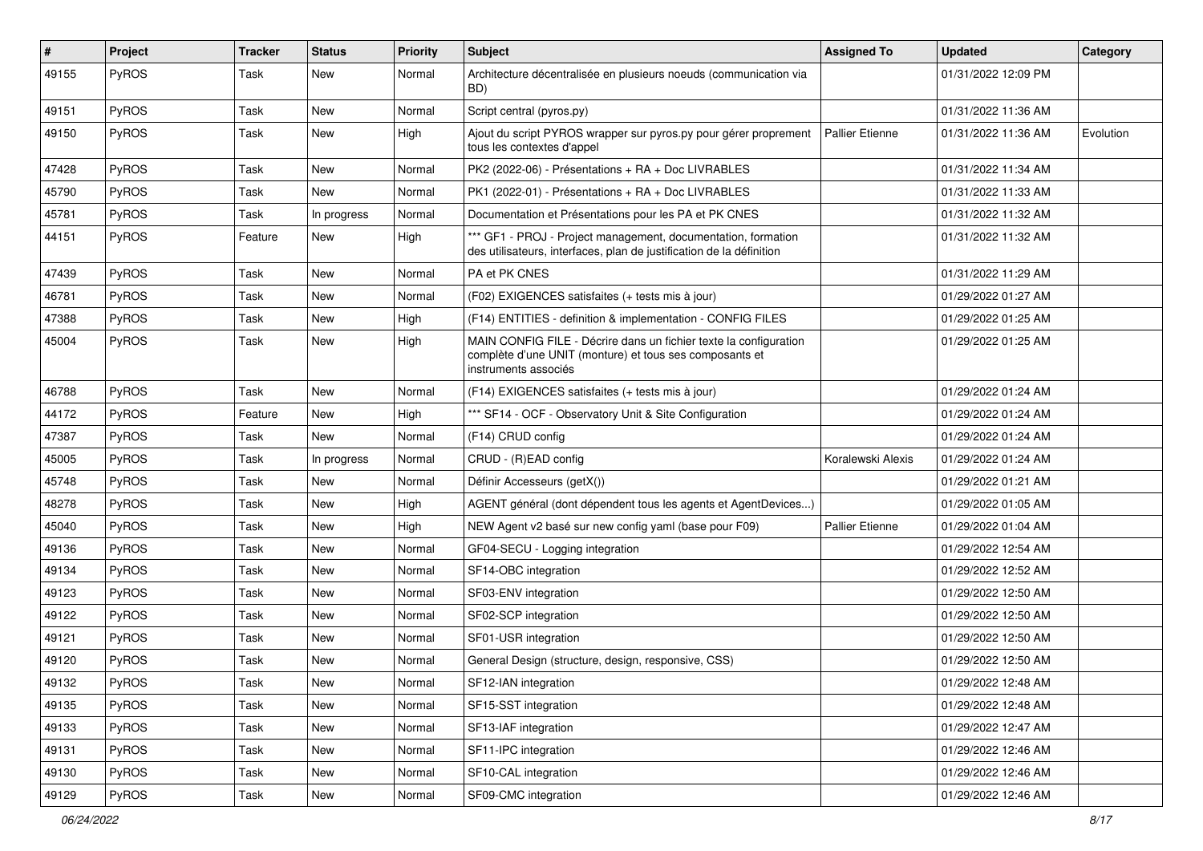| # | Project | Tracker | Status | Priority | Subject | Assigned To | Updated | Category |
|---|---|---|---|---|---|---|---|---|
| 49155 | PyROS | Task | New | Normal | Architecture décentralisée en plusieurs noeuds (communication via BD) | | 01/31/2022 12:09 PM | |
| 49151 | PyROS | Task | New | Normal | Script central (pyros.py) | | 01/31/2022 11:36 AM | |
| 49150 | PyROS | Task | New | High | Ajout du script PYROS wrapper sur pyros.py pour gérer proprement tous les contextes d'appel | Pallier Etienne | 01/31/2022 11:36 AM | Evolution |
| 47428 | PyROS | Task | New | Normal | PK2 (2022-06) - Présentations + RA + Doc LIVRABLES | | 01/31/2022 11:34 AM | |
| 45790 | PyROS | Task | New | Normal | PK1 (2022-01) - Présentations + RA + Doc LIVRABLES | | 01/31/2022 11:33 AM | |
| 45781 | PyROS | Task | In progress | Normal | Documentation et Présentations pour les PA et PK CNES | | 01/31/2022 11:32 AM | |
| 44151 | PyROS | Feature | New | High | *** GF1 - PROJ - Project management, documentation, formation des utilisateurs, interfaces, plan de justification de la définition | | 01/31/2022 11:32 AM | |
| 47439 | PyROS | Task | New | Normal | PA et PK CNES | | 01/31/2022 11:29 AM | |
| 46781 | PyROS | Task | New | Normal | (F02) EXIGENCES satisfaites (+ tests mis à jour) | | 01/29/2022 01:27 AM | |
| 47388 | PyROS | Task | New | High | (F14) ENTITIES - definition & implementation - CONFIG FILES | | 01/29/2022 01:25 AM | |
| 45004 | PyROS | Task | New | High | MAIN CONFIG FILE - Décrire dans un fichier texte la configuration complète d'une UNIT (monture) et tous ses composants et instruments associés | | 01/29/2022 01:25 AM | |
| 46788 | PyROS | Task | New | Normal | (F14) EXIGENCES satisfaites (+ tests mis à jour) | | 01/29/2022 01:24 AM | |
| 44172 | PyROS | Feature | New | High | *** SF14 - OCF - Observatory Unit & Site Configuration | | 01/29/2022 01:24 AM | |
| 47387 | PyROS | Task | New | Normal | (F14) CRUD config | | 01/29/2022 01:24 AM | |
| 45005 | PyROS | Task | In progress | Normal | CRUD - (R)EAD config | Koralewski Alexis | 01/29/2022 01:24 AM | |
| 45748 | PyROS | Task | New | Normal | Définir Accesseurs (getX()) | | 01/29/2022 01:21 AM | |
| 48278 | PyROS | Task | New | High | AGENT général (dont dépendent tous les agents et AgentDevices...) | | 01/29/2022 01:05 AM | |
| 45040 | PyROS | Task | New | High | NEW Agent v2 basé sur new config yaml (base pour F09) | Pallier Etienne | 01/29/2022 01:04 AM | |
| 49136 | PyROS | Task | New | Normal | GF04-SECU - Logging integration | | 01/29/2022 12:54 AM | |
| 49134 | PyROS | Task | New | Normal | SF14-OBC integration | | 01/29/2022 12:52 AM | |
| 49123 | PyROS | Task | New | Normal | SF03-ENV integration | | 01/29/2022 12:50 AM | |
| 49122 | PyROS | Task | New | Normal | SF02-SCP integration | | 01/29/2022 12:50 AM | |
| 49121 | PyROS | Task | New | Normal | SF01-USR integration | | 01/29/2022 12:50 AM | |
| 49120 | PyROS | Task | New | Normal | General Design (structure, design, responsive, CSS) | | 01/29/2022 12:50 AM | |
| 49132 | PyROS | Task | New | Normal | SF12-IAN integration | | 01/29/2022 12:48 AM | |
| 49135 | PyROS | Task | New | Normal | SF15-SST integration | | 01/29/2022 12:48 AM | |
| 49133 | PyROS | Task | New | Normal | SF13-IAF integration | | 01/29/2022 12:47 AM | |
| 49131 | PyROS | Task | New | Normal | SF11-IPC integration | | 01/29/2022 12:46 AM | |
| 49130 | PyROS | Task | New | Normal | SF10-CAL integration | | 01/29/2022 12:46 AM | |
| 49129 | PyROS | Task | New | Normal | SF09-CMC integration | | 01/29/2022 12:46 AM | |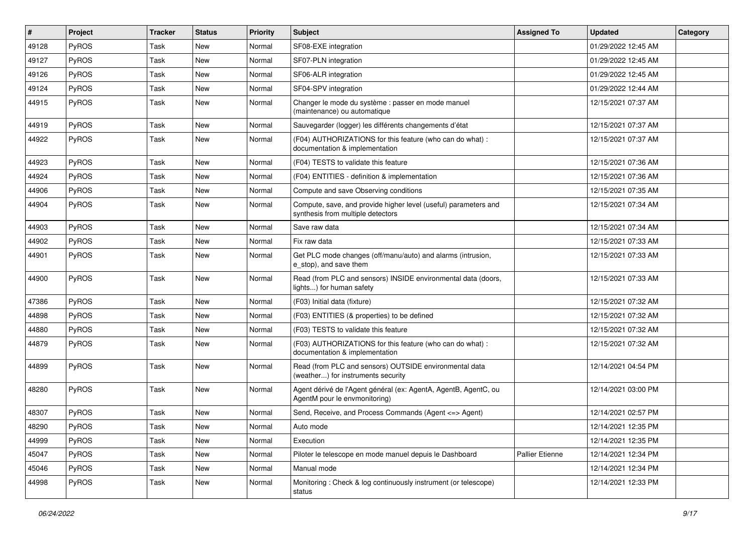| # | Project | Tracker | Status | Priority | Subject | Assigned To | Updated | Category |
|---|---|---|---|---|---|---|---|---|
| 49128 | PyROS | Task | New | Normal | SF08-EXE integration | | 01/29/2022 12:45 AM | |
| 49127 | PyROS | Task | New | Normal | SF07-PLN integration | | 01/29/2022 12:45 AM | |
| 49126 | PyROS | Task | New | Normal | SF06-ALR integration | | 01/29/2022 12:45 AM | |
| 49124 | PyROS | Task | New | Normal | SF04-SPV integration | | 01/29/2022 12:44 AM | |
| 44915 | PyROS | Task | New | Normal | Changer le mode du système : passer en mode manuel (maintenance) ou automatique | | 12/15/2021 07:37 AM | |
| 44919 | PyROS | Task | New | Normal | Sauvegarder (logger) les différents changements d'état | | 12/15/2021 07:37 AM | |
| 44922 | PyROS | Task | New | Normal | (F04) AUTHORIZATIONS for this feature (who can do what) : documentation & implementation | | 12/15/2021 07:37 AM | |
| 44923 | PyROS | Task | New | Normal | (F04) TESTS to validate this feature | | 12/15/2021 07:36 AM | |
| 44924 | PyROS | Task | New | Normal | (F04) ENTITIES - definition & implementation | | 12/15/2021 07:36 AM | |
| 44906 | PyROS | Task | New | Normal | Compute and save Observing conditions | | 12/15/2021 07:35 AM | |
| 44904 | PyROS | Task | New | Normal | Compute, save, and provide higher level (useful) parameters and synthesis from multiple detectors | | 12/15/2021 07:34 AM | |
| 44903 | PyROS | Task | New | Normal | Save raw data | | 12/15/2021 07:34 AM | |
| 44902 | PyROS | Task | New | Normal | Fix raw data | | 12/15/2021 07:33 AM | |
| 44901 | PyROS | Task | New | Normal | Get PLC mode changes (off/manu/auto) and alarms (intrusion, e_stop), and save them | | 12/15/2021 07:33 AM | |
| 44900 | PyROS | Task | New | Normal | Read (from PLC and sensors) INSIDE environmental data (doors, lights...) for human safety | | 12/15/2021 07:33 AM | |
| 47386 | PyROS | Task | New | Normal | (F03) Initial data (fixture) | | 12/15/2021 07:32 AM | |
| 44898 | PyROS | Task | New | Normal | (F03) ENTITIES (& properties) to be defined | | 12/15/2021 07:32 AM | |
| 44880 | PyROS | Task | New | Normal | (F03) TESTS to validate this feature | | 12/15/2021 07:32 AM | |
| 44879 | PyROS | Task | New | Normal | (F03) AUTHORIZATIONS for this feature (who can do what) : documentation & implementation | | 12/15/2021 07:32 AM | |
| 44899 | PyROS | Task | New | Normal | Read (from PLC and sensors) OUTSIDE environmental data (weather...) for instruments security | | 12/14/2021 04:54 PM | |
| 48280 | PyROS | Task | New | Normal | Agent dérivé de l'Agent général (ex: AgentA, AgentB, AgentC, ou AgentM pour le envmonitoring) | | 12/14/2021 03:00 PM | |
| 48307 | PyROS | Task | New | Normal | Send, Receive, and Process Commands (Agent <=> Agent) | | 12/14/2021 02:57 PM | |
| 48290 | PyROS | Task | New | Normal | Auto mode | | 12/14/2021 12:35 PM | |
| 44999 | PyROS | Task | New | Normal | Execution | | 12/14/2021 12:35 PM | |
| 45047 | PyROS | Task | New | Normal | Piloter le telescope en mode manuel depuis le Dashboard | Pallier Etienne | 12/14/2021 12:34 PM | |
| 45046 | PyROS | Task | New | Normal | Manual mode | | 12/14/2021 12:34 PM | |
| 44998 | PyROS | Task | New | Normal | Monitoring : Check & log continuously instrument (or telescope) status | | 12/14/2021 12:33 PM | |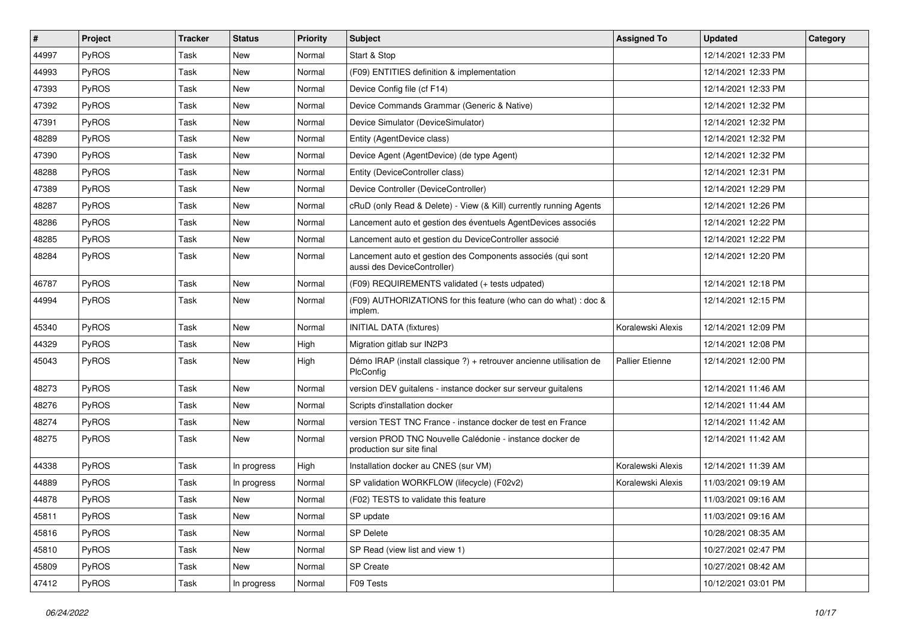| # | Project | Tracker | Status | Priority | Subject | Assigned To | Updated | Category |
|---|---|---|---|---|---|---|---|---|
| 44997 | PyROS | Task | New | Normal | Start & Stop | | 12/14/2021 12:33 PM | |
| 44993 | PyROS | Task | New | Normal | (F09) ENTITIES definition & implementation | | 12/14/2021 12:33 PM | |
| 47393 | PyROS | Task | New | Normal | Device Config file (cf F14) | | 12/14/2021 12:33 PM | |
| 47392 | PyROS | Task | New | Normal | Device Commands Grammar (Generic & Native) | | 12/14/2021 12:32 PM | |
| 47391 | PyROS | Task | New | Normal | Device Simulator (DeviceSimulator) | | 12/14/2021 12:32 PM | |
| 48289 | PyROS | Task | New | Normal | Entity (AgentDevice class) | | 12/14/2021 12:32 PM | |
| 47390 | PyROS | Task | New | Normal | Device Agent (AgentDevice) (de type Agent) | | 12/14/2021 12:32 PM | |
| 48288 | PyROS | Task | New | Normal | Entity (DeviceController class) | | 12/14/2021 12:31 PM | |
| 47389 | PyROS | Task | New | Normal | Device Controller (DeviceController) | | 12/14/2021 12:29 PM | |
| 48287 | PyROS | Task | New | Normal | cRuD (only Read & Delete) - View (& Kill) currently running Agents | | 12/14/2021 12:26 PM | |
| 48286 | PyROS | Task | New | Normal | Lancement auto et gestion des éventuels AgentDevices associés | | 12/14/2021 12:22 PM | |
| 48285 | PyROS | Task | New | Normal | Lancement auto et gestion du DeviceController associé | | 12/14/2021 12:22 PM | |
| 48284 | PyROS | Task | New | Normal | Lancement auto et gestion des Components associés (qui sont aussi des DeviceController) | | 12/14/2021 12:20 PM | |
| 46787 | PyROS | Task | New | Normal | (F09) REQUIREMENTS validated (+ tests udpated) | | 12/14/2021 12:18 PM | |
| 44994 | PyROS | Task | New | Normal | (F09) AUTHORIZATIONS for this feature (who can do what) : doc & implem. | | 12/14/2021 12:15 PM | |
| 45340 | PyROS | Task | New | Normal | INITIAL DATA (fixtures) | Koralewski Alexis | 12/14/2021 12:09 PM | |
| 44329 | PyROS | Task | New | High | Migration gitlab sur IN2P3 | | 12/14/2021 12:08 PM | |
| 45043 | PyROS | Task | New | High | Démo IRAP (install classique ?) + retrouver ancienne utilisation de PlcConfig | Pallier Etienne | 12/14/2021 12:00 PM | |
| 48273 | PyROS | Task | New | Normal | version DEV guitalens - instance docker sur serveur guitalens | | 12/14/2021 11:46 AM | |
| 48276 | PyROS | Task | New | Normal | Scripts d'installation docker | | 12/14/2021 11:44 AM | |
| 48274 | PyROS | Task | New | Normal | version TEST TNC France - instance docker de test en France | | 12/14/2021 11:42 AM | |
| 48275 | PyROS | Task | New | Normal | version PROD TNC Nouvelle Calédonie - instance docker de production sur site final | | 12/14/2021 11:42 AM | |
| 44338 | PyROS | Task | In progress | High | Installation docker au CNES (sur VM) | Koralewski Alexis | 12/14/2021 11:39 AM | |
| 44889 | PyROS | Task | In progress | Normal | SP validation WORKFLOW (lifecycle) (F02v2) | Koralewski Alexis | 11/03/2021 09:19 AM | |
| 44878 | PyROS | Task | New | Normal | (F02) TESTS to validate this feature | | 11/03/2021 09:16 AM | |
| 45811 | PyROS | Task | New | Normal | SP update | | 11/03/2021 09:16 AM | |
| 45816 | PyROS | Task | New | Normal | SP Delete | | 10/28/2021 08:35 AM | |
| 45810 | PyROS | Task | New | Normal | SP Read (view list and view 1) | | 10/27/2021 02:47 PM | |
| 45809 | PyROS | Task | New | Normal | SP Create | | 10/27/2021 08:42 AM | |
| 47412 | PyROS | Task | In progress | Normal | F09 Tests | | 10/12/2021 03:01 PM | |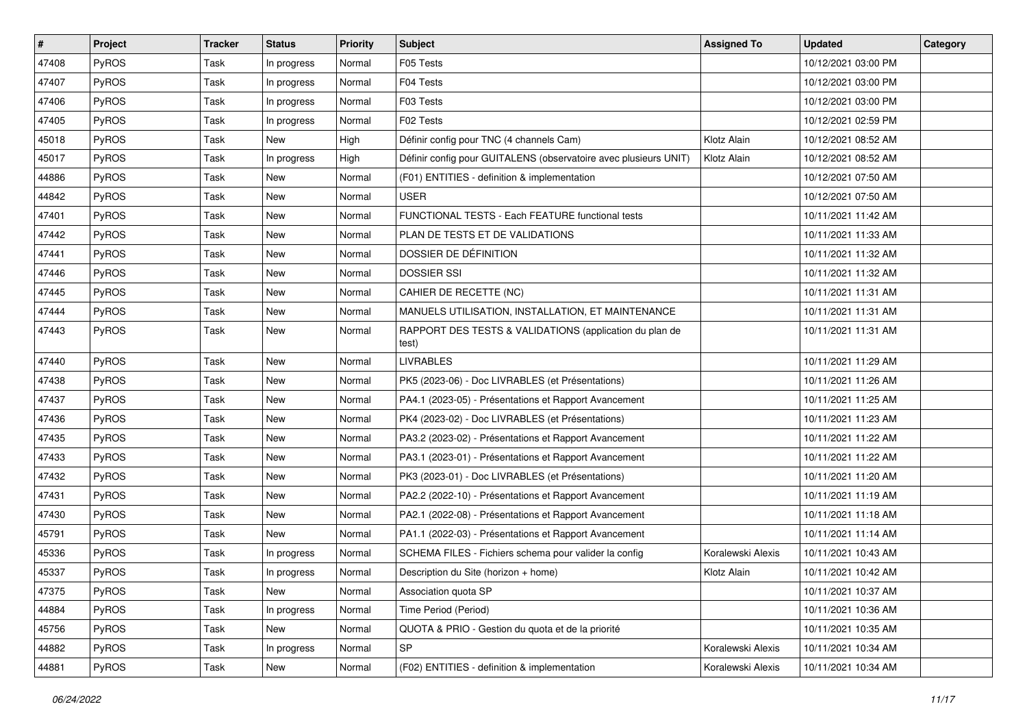| # | Project | Tracker | Status | Priority | Subject | Assigned To | Updated | Category |
|---|---|---|---|---|---|---|---|---|
| 47408 | PyROS | Task | In progress | Normal | F05 Tests | | 10/12/2021 03:00 PM | |
| 47407 | PyROS | Task | In progress | Normal | F04 Tests | | 10/12/2021 03:00 PM | |
| 47406 | PyROS | Task | In progress | Normal | F03 Tests | | 10/12/2021 03:00 PM | |
| 47405 | PyROS | Task | In progress | Normal | F02 Tests | | 10/12/2021 02:59 PM | |
| 45018 | PyROS | Task | New | High | Définir config pour TNC (4 channels Cam) | Klotz Alain | 10/12/2021 08:52 AM | |
| 45017 | PyROS | Task | In progress | High | Définir config pour GUITALENS (observatoire avec plusieurs UNIT) | Klotz Alain | 10/12/2021 08:52 AM | |
| 44886 | PyROS | Task | New | Normal | (F01) ENTITIES - definition & implementation | | 10/12/2021 07:50 AM | |
| 44842 | PyROS | Task | New | Normal | USER | | 10/12/2021 07:50 AM | |
| 47401 | PyROS | Task | New | Normal | FUNCTIONAL TESTS - Each FEATURE functional tests | | 10/11/2021 11:42 AM | |
| 47442 | PyROS | Task | New | Normal | PLAN DE TESTS ET DE VALIDATIONS | | 10/11/2021 11:33 AM | |
| 47441 | PyROS | Task | New | Normal | DOSSIER DE DÉFINITION | | 10/11/2021 11:32 AM | |
| 47446 | PyROS | Task | New | Normal | DOSSIER SSI | | 10/11/2021 11:32 AM | |
| 47445 | PyROS | Task | New | Normal | CAHIER DE RECETTE (NC) | | 10/11/2021 11:31 AM | |
| 47444 | PyROS | Task | New | Normal | MANUELS UTILISATION, INSTALLATION, ET MAINTENANCE | | 10/11/2021 11:31 AM | |
| 47443 | PyROS | Task | New | Normal | RAPPORT DES TESTS & VALIDATIONS (application du plan de test) | | 10/11/2021 11:31 AM | |
| 47440 | PyROS | Task | New | Normal | LIVRABLES | | 10/11/2021 11:29 AM | |
| 47438 | PyROS | Task | New | Normal | PK5 (2023-06) - Doc LIVRABLES (et Présentations) | | 10/11/2021 11:26 AM | |
| 47437 | PyROS | Task | New | Normal | PA4.1 (2023-05) - Présentations et Rapport Avancement | | 10/11/2021 11:25 AM | |
| 47436 | PyROS | Task | New | Normal | PK4 (2023-02) - Doc LIVRABLES (et Présentations) | | 10/11/2021 11:23 AM | |
| 47435 | PyROS | Task | New | Normal | PA3.2 (2023-02) - Présentations et Rapport Avancement | | 10/11/2021 11:22 AM | |
| 47433 | PyROS | Task | New | Normal | PA3.1 (2023-01) - Présentations et Rapport Avancement | | 10/11/2021 11:22 AM | |
| 47432 | PyROS | Task | New | Normal | PK3 (2023-01) - Doc LIVRABLES (et Présentations) | | 10/11/2021 11:20 AM | |
| 47431 | PyROS | Task | New | Normal | PA2.2 (2022-10) - Présentations et Rapport Avancement | | 10/11/2021 11:19 AM | |
| 47430 | PyROS | Task | New | Normal | PA2.1 (2022-08) - Présentations et Rapport Avancement | | 10/11/2021 11:18 AM | |
| 45791 | PyROS | Task | New | Normal | PA1.1 (2022-03) - Présentations et Rapport Avancement | | 10/11/2021 11:14 AM | |
| 45336 | PyROS | Task | In progress | Normal | SCHEMA FILES - Fichiers schema pour valider la config | Koralewski Alexis | 10/11/2021 10:43 AM | |
| 45337 | PyROS | Task | In progress | Normal | Description du Site (horizon + home) | Klotz Alain | 10/11/2021 10:42 AM | |
| 47375 | PyROS | Task | New | Normal | Association quota SP | | 10/11/2021 10:37 AM | |
| 44884 | PyROS | Task | In progress | Normal | Time Period (Period) | | 10/11/2021 10:36 AM | |
| 45756 | PyROS | Task | New | Normal | QUOTA & PRIO - Gestion du quota et de la priorité | | 10/11/2021 10:35 AM | |
| 44882 | PyROS | Task | In progress | Normal | SP | Koralewski Alexis | 10/11/2021 10:34 AM | |
| 44881 | PyROS | Task | New | Normal | (F02) ENTITIES - definition & implementation | Koralewski Alexis | 10/11/2021 10:34 AM | |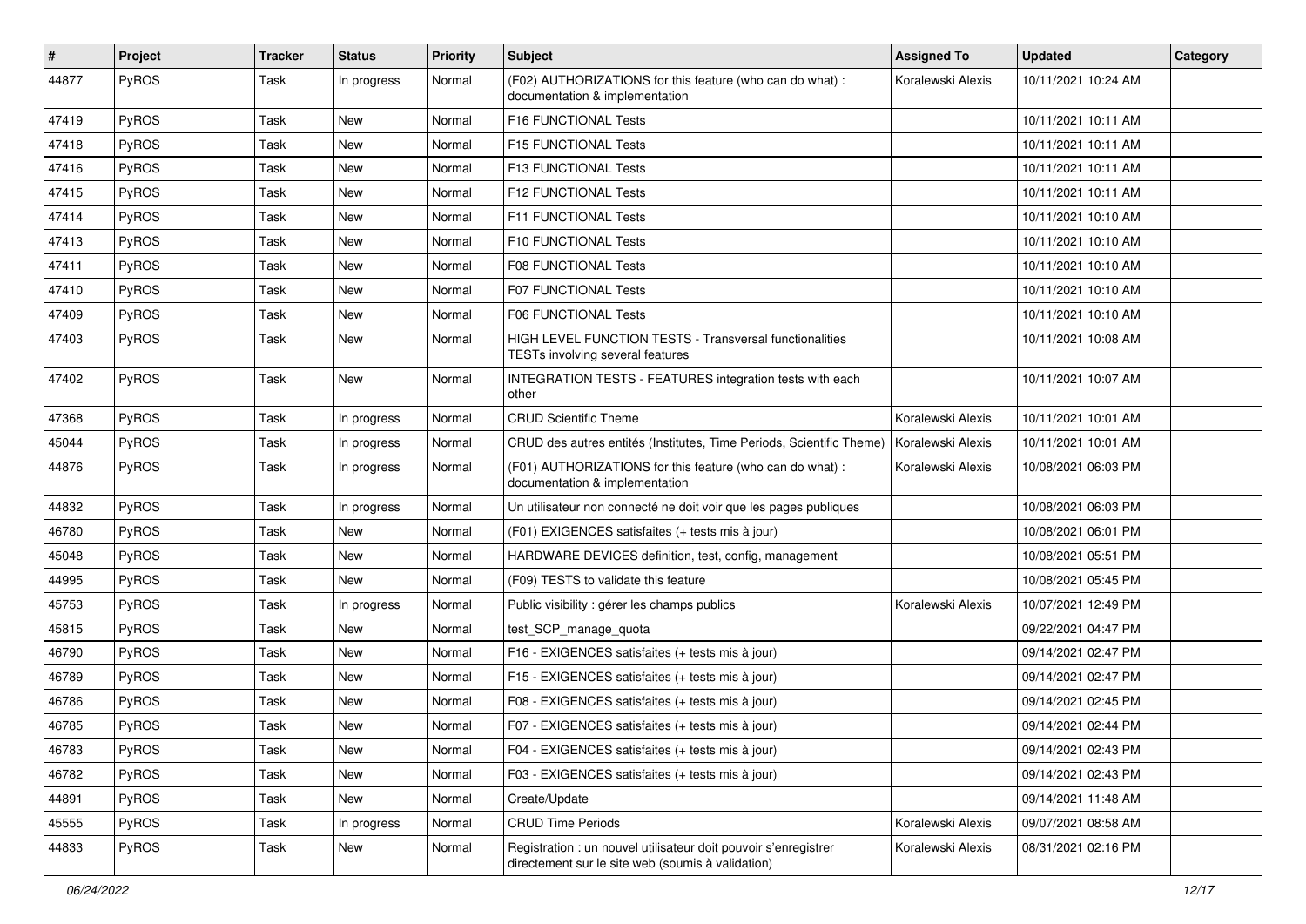| # | Project | Tracker | Status | Priority | Subject | Assigned To | Updated | Category |
|---|---|---|---|---|---|---|---|---|
| 44877 | PyROS | Task | In progress | Normal | (F02) AUTHORIZATIONS for this feature (who can do what) : documentation & implementation | Koralewski Alexis | 10/11/2021 10:24 AM | |
| 47419 | PyROS | Task | New | Normal | F16 FUNCTIONAL Tests | | 10/11/2021 10:11 AM | |
| 47418 | PyROS | Task | New | Normal | F15 FUNCTIONAL Tests | | 10/11/2021 10:11 AM | |
| 47416 | PyROS | Task | New | Normal | F13 FUNCTIONAL Tests | | 10/11/2021 10:11 AM | |
| 47415 | PyROS | Task | New | Normal | F12 FUNCTIONAL Tests | | 10/11/2021 10:11 AM | |
| 47414 | PyROS | Task | New | Normal | F11 FUNCTIONAL Tests | | 10/11/2021 10:10 AM | |
| 47413 | PyROS | Task | New | Normal | F10 FUNCTIONAL Tests | | 10/11/2021 10:10 AM | |
| 47411 | PyROS | Task | New | Normal | F08 FUNCTIONAL Tests | | 10/11/2021 10:10 AM | |
| 47410 | PyROS | Task | New | Normal | F07 FUNCTIONAL Tests | | 10/11/2021 10:10 AM | |
| 47409 | PyROS | Task | New | Normal | F06 FUNCTIONAL Tests | | 10/11/2021 10:10 AM | |
| 47403 | PyROS | Task | New | Normal | HIGH LEVEL FUNCTION TESTS - Transversal functionalities TESTs involving several features | | 10/11/2021 10:08 AM | |
| 47402 | PyROS | Task | New | Normal | INTEGRATION TESTS - FEATURES integration tests with each other | | 10/11/2021 10:07 AM | |
| 47368 | PyROS | Task | In progress | Normal | CRUD Scientific Theme | Koralewski Alexis | 10/11/2021 10:01 AM | |
| 45044 | PyROS | Task | In progress | Normal | CRUD des autres entités (Institutes, Time Periods, Scientific Theme) | Koralewski Alexis | 10/11/2021 10:01 AM | |
| 44876 | PyROS | Task | In progress | Normal | (F01) AUTHORIZATIONS for this feature (who can do what) : documentation & implementation | Koralewski Alexis | 10/08/2021 06:03 PM | |
| 44832 | PyROS | Task | In progress | Normal | Un utilisateur non connecté ne doit voir que les pages publiques | | 10/08/2021 06:03 PM | |
| 46780 | PyROS | Task | New | Normal | (F01) EXIGENCES satisfaites (+ tests mis à jour) | | 10/08/2021 06:01 PM | |
| 45048 | PyROS | Task | New | Normal | HARDWARE DEVICES definition, test, config, management | | 10/08/2021 05:51 PM | |
| 44995 | PyROS | Task | New | Normal | (F09) TESTS to validate this feature | | 10/08/2021 05:45 PM | |
| 45753 | PyROS | Task | In progress | Normal | Public visibility : gérer les champs publics | Koralewski Alexis | 10/07/2021 12:49 PM | |
| 45815 | PyROS | Task | New | Normal | test_SCP_manage_quota | | 09/22/2021 04:47 PM | |
| 46790 | PyROS | Task | New | Normal | F16 - EXIGENCES satisfaites (+ tests mis à jour) | | 09/14/2021 02:47 PM | |
| 46789 | PyROS | Task | New | Normal | F15 - EXIGENCES satisfaites (+ tests mis à jour) | | 09/14/2021 02:47 PM | |
| 46786 | PyROS | Task | New | Normal | F08 - EXIGENCES satisfaites (+ tests mis à jour) | | 09/14/2021 02:45 PM | |
| 46785 | PyROS | Task | New | Normal | F07 - EXIGENCES satisfaites (+ tests mis à jour) | | 09/14/2021 02:44 PM | |
| 46783 | PyROS | Task | New | Normal | F04 - EXIGENCES satisfaites (+ tests mis à jour) | | 09/14/2021 02:43 PM | |
| 46782 | PyROS | Task | New | Normal | F03 - EXIGENCES satisfaites (+ tests mis à jour) | | 09/14/2021 02:43 PM | |
| 44891 | PyROS | Task | New | Normal | Create/Update | | 09/14/2021 11:48 AM | |
| 45555 | PyROS | Task | In progress | Normal | CRUD Time Periods | Koralewski Alexis | 09/07/2021 08:58 AM | |
| 44833 | PyROS | Task | New | Normal | Registration : un nouvel utilisateur doit pouvoir s'enregistrer directement sur le site web (soumis à validation) | Koralewski Alexis | 08/31/2021 02:16 PM | |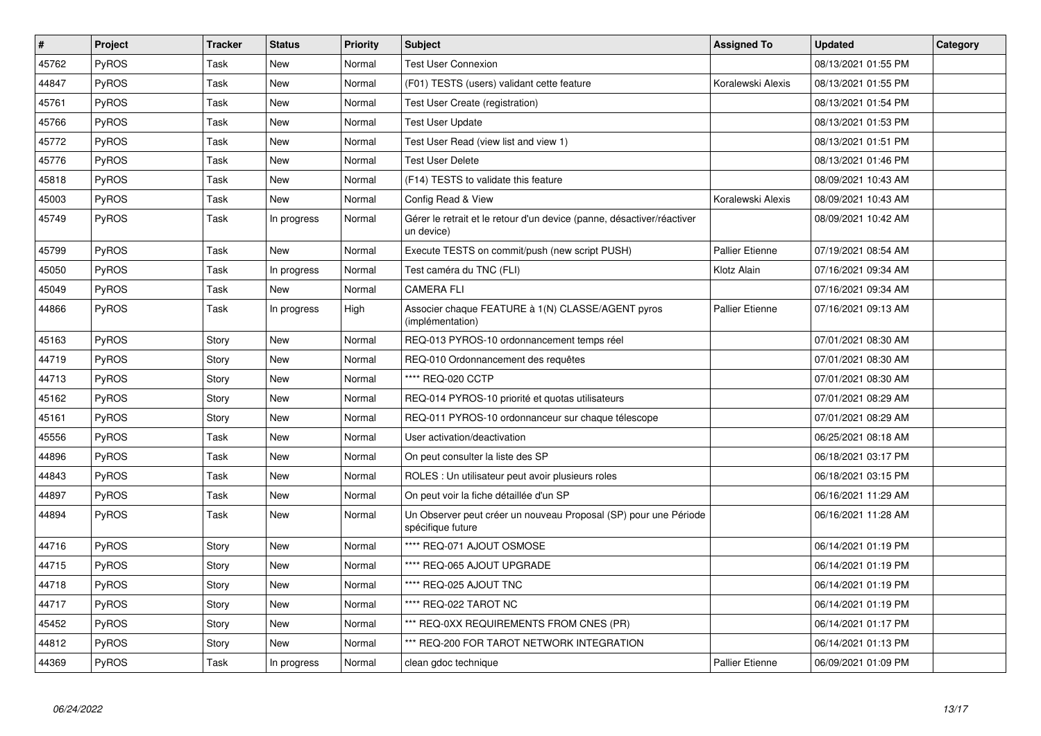| # | Project | Tracker | Status | Priority | Subject | Assigned To | Updated | Category |
|---|---|---|---|---|---|---|---|---|
| 45762 | PyROS | Task | New | Normal | Test User Connexion | | 08/13/2021 01:55 PM | |
| 44847 | PyROS | Task | New | Normal | (F01) TESTS (users) validant cette feature | Koralewski Alexis | 08/13/2021 01:55 PM | |
| 45761 | PyROS | Task | New | Normal | Test User Create (registration) | | 08/13/2021 01:54 PM | |
| 45766 | PyROS | Task | New | Normal | Test User Update | | 08/13/2021 01:53 PM | |
| 45772 | PyROS | Task | New | Normal | Test User Read (view list and view 1) | | 08/13/2021 01:51 PM | |
| 45776 | PyROS | Task | New | Normal | Test User Delete | | 08/13/2021 01:46 PM | |
| 45818 | PyROS | Task | New | Normal | (F14) TESTS to validate this feature | | 08/09/2021 10:43 AM | |
| 45003 | PyROS | Task | New | Normal | Config Read & View | Koralewski Alexis | 08/09/2021 10:43 AM | |
| 45749 | PyROS | Task | In progress | Normal | Gérer le retrait et le retour d'un device (panne, désactiver/réactiver un device) | | 08/09/2021 10:42 AM | |
| 45799 | PyROS | Task | New | Normal | Execute TESTS on commit/push (new script PUSH) | Pallier Etienne | 07/19/2021 08:54 AM | |
| 45050 | PyROS | Task | In progress | Normal | Test caméra du TNC (FLI) | Klotz Alain | 07/16/2021 09:34 AM | |
| 45049 | PyROS | Task | New | Normal | CAMERA FLI | | 07/16/2021 09:34 AM | |
| 44866 | PyROS | Task | In progress | High | Associer chaque FEATURE à 1(N) CLASSE/AGENT pyros (implémentation) | Pallier Etienne | 07/16/2021 09:13 AM | |
| 45163 | PyROS | Story | New | Normal | REQ-013 PYROS-10 ordonnancement temps réel | | 07/01/2021 08:30 AM | |
| 44719 | PyROS | Story | New | Normal | REQ-010 Ordonnancement des requêtes | | 07/01/2021 08:30 AM | |
| 44713 | PyROS | Story | New | Normal | **** REQ-020 CCTP | | 07/01/2021 08:30 AM | |
| 45162 | PyROS | Story | New | Normal | REQ-014 PYROS-10 priorité et quotas utilisateurs | | 07/01/2021 08:29 AM | |
| 45161 | PyROS | Story | New | Normal | REQ-011 PYROS-10 ordonnanceur sur chaque télescope | | 07/01/2021 08:29 AM | |
| 45556 | PyROS | Task | New | Normal | User activation/deactivation | | 06/25/2021 08:18 AM | |
| 44896 | PyROS | Task | New | Normal | On peut consulter la liste des SP | | 06/18/2021 03:17 PM | |
| 44843 | PyROS | Task | New | Normal | ROLES : Un utilisateur peut avoir plusieurs roles | | 06/18/2021 03:15 PM | |
| 44897 | PyROS | Task | New | Normal | On peut voir la fiche détaillée d'un SP | | 06/16/2021 11:29 AM | |
| 44894 | PyROS | Task | New | Normal | Un Observer peut créer un nouveau Proposal (SP) pour une Période spécifique future | | 06/16/2021 11:28 AM | |
| 44716 | PyROS | Story | New | Normal | **** REQ-071 AJOUT OSMOSE | | 06/14/2021 01:19 PM | |
| 44715 | PyROS | Story | New | Normal | **** REQ-065 AJOUT UPGRADE | | 06/14/2021 01:19 PM | |
| 44718 | PyROS | Story | New | Normal | **** REQ-025 AJOUT TNC | | 06/14/2021 01:19 PM | |
| 44717 | PyROS | Story | New | Normal | **** REQ-022 TAROT NC | | 06/14/2021 01:19 PM | |
| 45452 | PyROS | Story | New | Normal | *** REQ-0XX REQUIREMENTS FROM CNES (PR) | | 06/14/2021 01:17 PM | |
| 44812 | PyROS | Story | New | Normal | *** REQ-200 FOR TAROT NETWORK INTEGRATION | | 06/14/2021 01:13 PM | |
| 44369 | PyROS | Task | In progress | Normal | clean gdoc technique | Pallier Etienne | 06/09/2021 01:09 PM | |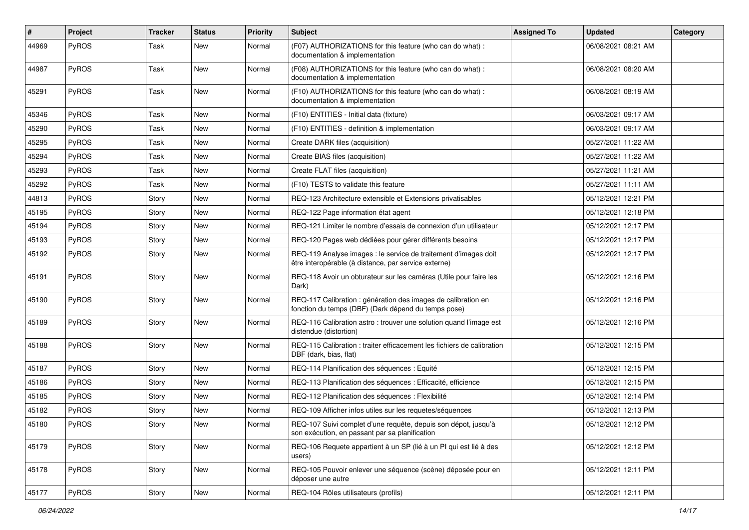| # | Project | Tracker | Status | Priority | Subject | Assigned To | Updated | Category |
|---|---|---|---|---|---|---|---|---|
| 44969 | PyROS | Task | New | Normal | (F07) AUTHORIZATIONS for this feature (who can do what) : documentation & implementation | | 06/08/2021 08:21 AM | |
| 44987 | PyROS | Task | New | Normal | (F08) AUTHORIZATIONS for this feature (who can do what) : documentation & implementation | | 06/08/2021 08:20 AM | |
| 45291 | PyROS | Task | New | Normal | (F10) AUTHORIZATIONS for this feature (who can do what) : documentation & implementation | | 06/08/2021 08:19 AM | |
| 45346 | PyROS | Task | New | Normal | (F10) ENTITIES - Initial data (fixture) | | 06/03/2021 09:17 AM | |
| 45290 | PyROS | Task | New | Normal | (F10) ENTITIES - definition & implementation | | 06/03/2021 09:17 AM | |
| 45295 | PyROS | Task | New | Normal | Create DARK files (acquisition) | | 05/27/2021 11:22 AM | |
| 45294 | PyROS | Task | New | Normal | Create BIAS files (acquisition) | | 05/27/2021 11:22 AM | |
| 45293 | PyROS | Task | New | Normal | Create FLAT files (acquisition) | | 05/27/2021 11:21 AM | |
| 45292 | PyROS | Task | New | Normal | (F10) TESTS to validate this feature | | 05/27/2021 11:11 AM | |
| 44813 | PyROS | Story | New | Normal | REQ-123 Architecture extensible et Extensions privatisables | | 05/12/2021 12:21 PM | |
| 45195 | PyROS | Story | New | Normal | REQ-122 Page information état agent | | 05/12/2021 12:18 PM | |
| 45194 | PyROS | Story | New | Normal | REQ-121 Limiter le nombre d'essais de connexion d'un utilisateur | | 05/12/2021 12:17 PM | |
| 45193 | PyROS | Story | New | Normal | REQ-120 Pages web dédiées pour gérer différents besoins | | 05/12/2021 12:17 PM | |
| 45192 | PyROS | Story | New | Normal | REQ-119 Analyse images : le service de traitement d'images doit être interopérable (à distance, par service externe) | | 05/12/2021 12:17 PM | |
| 45191 | PyROS | Story | New | Normal | REQ-118 Avoir un obturateur sur les caméras (Utile pour faire les Dark) | | 05/12/2021 12:16 PM | |
| 45190 | PyROS | Story | New | Normal | REQ-117 Calibration : génération des images de calibration en fonction du temps (DBF) (Dark dépend du temps pose) | | 05/12/2021 12:16 PM | |
| 45189 | PyROS | Story | New | Normal | REQ-116 Calibration astro : trouver une solution quand l'image est distendue (distortion) | | 05/12/2021 12:16 PM | |
| 45188 | PyROS | Story | New | Normal | REQ-115 Calibration : traiter efficacement les fichiers de calibration DBF (dark, bias, flat) | | 05/12/2021 12:15 PM | |
| 45187 | PyROS | Story | New | Normal | REQ-114 Planification des séquences : Equité | | 05/12/2021 12:15 PM | |
| 45186 | PyROS | Story | New | Normal | REQ-113 Planification des séquences : Efficacité, efficience | | 05/12/2021 12:15 PM | |
| 45185 | PyROS | Story | New | Normal | REQ-112 Planification des séquences : Flexibilité | | 05/12/2021 12:14 PM | |
| 45182 | PyROS | Story | New | Normal | REQ-109 Afficher infos utiles sur les requetes/séquences | | 05/12/2021 12:13 PM | |
| 45180 | PyROS | Story | New | Normal | REQ-107 Suivi complet d'une requête, depuis son dépot, jusqu'à son exécution, en passant par sa planification | | 05/12/2021 12:12 PM | |
| 45179 | PyROS | Story | New | Normal | REQ-106 Requete appartient à un SP (lié à un PI qui est lié à des users) | | 05/12/2021 12:12 PM | |
| 45178 | PyROS | Story | New | Normal | REQ-105 Pouvoir enlever une séquence (scène) déposée pour en déposer une autre | | 05/12/2021 12:11 PM | |
| 45177 | PyROS | Story | New | Normal | REQ-104 Rôles utilisateurs (profils) | | 05/12/2021 12:11 PM | |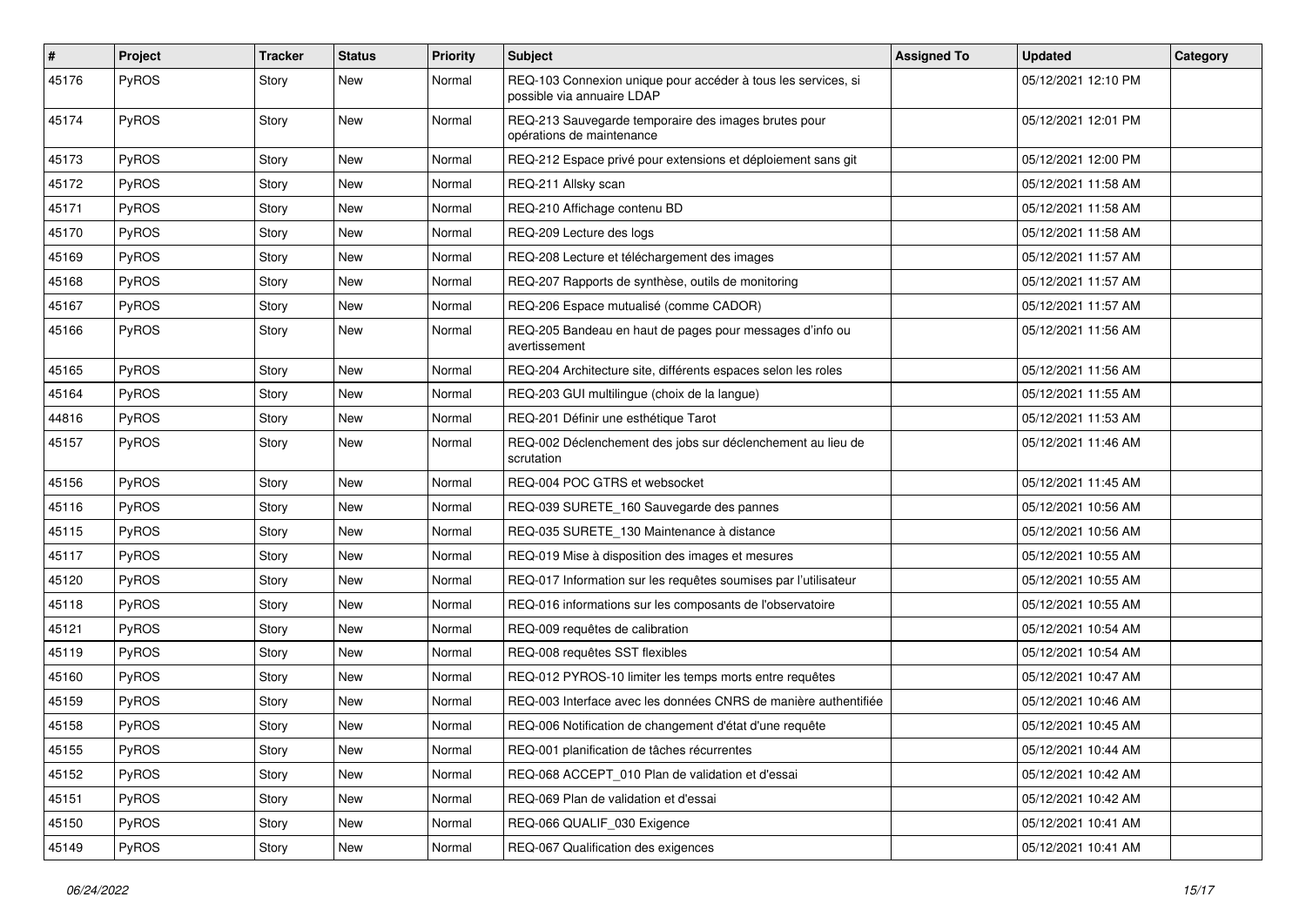| # | Project | Tracker | Status | Priority | Subject | Assigned To | Updated | Category |
|---|---|---|---|---|---|---|---|---|
| 45176 | PyROS | Story | New | Normal | REQ-103 Connexion unique pour accéder à tous les services, si possible via annuaire LDAP | | 05/12/2021 12:10 PM | |
| 45174 | PyROS | Story | New | Normal | REQ-213 Sauvegarde temporaire des images brutes pour opérations de maintenance | | 05/12/2021 12:01 PM | |
| 45173 | PyROS | Story | New | Normal | REQ-212 Espace privé pour extensions et déploiement sans git | | 05/12/2021 12:00 PM | |
| 45172 | PyROS | Story | New | Normal | REQ-211 Allsky scan | | 05/12/2021 11:58 AM | |
| 45171 | PyROS | Story | New | Normal | REQ-210 Affichage contenu BD | | 05/12/2021 11:58 AM | |
| 45170 | PyROS | Story | New | Normal | REQ-209 Lecture des logs | | 05/12/2021 11:58 AM | |
| 45169 | PyROS | Story | New | Normal | REQ-208 Lecture et téléchargement des images | | 05/12/2021 11:57 AM | |
| 45168 | PyROS | Story | New | Normal | REQ-207 Rapports de synthèse, outils de monitoring | | 05/12/2021 11:57 AM | |
| 45167 | PyROS | Story | New | Normal | REQ-206 Espace mutualisé (comme CADOR) | | 05/12/2021 11:57 AM | |
| 45166 | PyROS | Story | New | Normal | REQ-205 Bandeau en haut de pages pour messages d'info ou avertissement | | 05/12/2021 11:56 AM | |
| 45165 | PyROS | Story | New | Normal | REQ-204 Architecture site, différents espaces selon les roles | | 05/12/2021 11:56 AM | |
| 45164 | PyROS | Story | New | Normal | REQ-203 GUI multilingue (choix de la langue) | | 05/12/2021 11:55 AM | |
| 44816 | PyROS | Story | New | Normal | REQ-201 Définir une esthétique Tarot | | 05/12/2021 11:53 AM | |
| 45157 | PyROS | Story | New | Normal | REQ-002 Déclenchement des jobs sur déclenchement au lieu de scrutation | | 05/12/2021 11:46 AM | |
| 45156 | PyROS | Story | New | Normal | REQ-004 POC GTRS et websocket | | 05/12/2021 11:45 AM | |
| 45116 | PyROS | Story | New | Normal | REQ-039 SURETE_160 Sauvegarde des pannes | | 05/12/2021 10:56 AM | |
| 45115 | PyROS | Story | New | Normal | REQ-035 SURETE_130 Maintenance à distance | | 05/12/2021 10:56 AM | |
| 45117 | PyROS | Story | New | Normal | REQ-019 Mise à disposition des images et mesures | | 05/12/2021 10:55 AM | |
| 45120 | PyROS | Story | New | Normal | REQ-017 Information sur les requêtes soumises par l'utilisateur | | 05/12/2021 10:55 AM | |
| 45118 | PyROS | Story | New | Normal | REQ-016 informations sur les composants de l'observatoire | | 05/12/2021 10:55 AM | |
| 45121 | PyROS | Story | New | Normal | REQ-009 requêtes de calibration | | 05/12/2021 10:54 AM | |
| 45119 | PyROS | Story | New | Normal | REQ-008 requêtes SST flexibles | | 05/12/2021 10:54 AM | |
| 45160 | PyROS | Story | New | Normal | REQ-012 PYROS-10 limiter les temps morts entre requêtes | | 05/12/2021 10:47 AM | |
| 45159 | PyROS | Story | New | Normal | REQ-003 Interface avec les données CNRS de manière authentifiée | | 05/12/2021 10:46 AM | |
| 45158 | PyROS | Story | New | Normal | REQ-006 Notification de changement d'état d'une requête | | 05/12/2021 10:45 AM | |
| 45155 | PyROS | Story | New | Normal | REQ-001 planification de tâches récurrentes | | 05/12/2021 10:44 AM | |
| 45152 | PyROS | Story | New | Normal | REQ-068 ACCEPT_010 Plan de validation et d'essai | | 05/12/2021 10:42 AM | |
| 45151 | PyROS | Story | New | Normal | REQ-069 Plan de validation et d'essai | | 05/12/2021 10:42 AM | |
| 45150 | PyROS | Story | New | Normal | REQ-066 QUALIF_030 Exigence | | 05/12/2021 10:41 AM | |
| 45149 | PyROS | Story | New | Normal | REQ-067 Qualification des exigences | | 05/12/2021 10:41 AM | |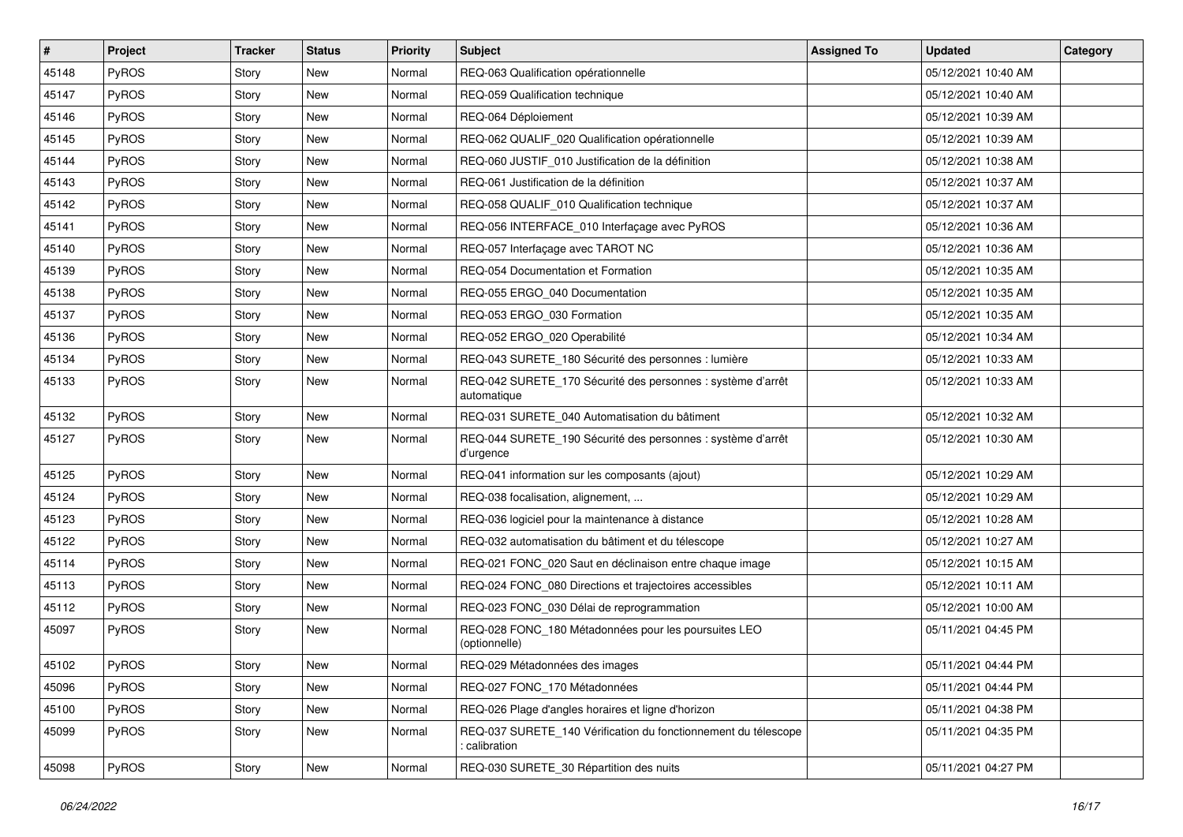| # | Project | Tracker | Status | Priority | Subject | Assigned To | Updated | Category |
|---|---|---|---|---|---|---|---|---|
| 45148 | PyROS | Story | New | Normal | REQ-063 Qualification opérationnelle | | 05/12/2021 10:40 AM | |
| 45147 | PyROS | Story | New | Normal | REQ-059 Qualification technique | | 05/12/2021 10:40 AM | |
| 45146 | PyROS | Story | New | Normal | REQ-064 Déploiement | | 05/12/2021 10:39 AM | |
| 45145 | PyROS | Story | New | Normal | REQ-062 QUALIF_020 Qualification opérationnelle | | 05/12/2021 10:39 AM | |
| 45144 | PyROS | Story | New | Normal | REQ-060 JUSTIF_010 Justification de la définition | | 05/12/2021 10:38 AM | |
| 45143 | PyROS | Story | New | Normal | REQ-061 Justification de la définition | | 05/12/2021 10:37 AM | |
| 45142 | PyROS | Story | New | Normal | REQ-058 QUALIF_010 Qualification technique | | 05/12/2021 10:37 AM | |
| 45141 | PyROS | Story | New | Normal | REQ-056 INTERFACE_010 Interfaçage avec PyROS | | 05/12/2021 10:36 AM | |
| 45140 | PyROS | Story | New | Normal | REQ-057 Interfaçage avec TAROT NC | | 05/12/2021 10:36 AM | |
| 45139 | PyROS | Story | New | Normal | REQ-054 Documentation et Formation | | 05/12/2021 10:35 AM | |
| 45138 | PyROS | Story | New | Normal | REQ-055 ERGO_040 Documentation | | 05/12/2021 10:35 AM | |
| 45137 | PyROS | Story | New | Normal | REQ-053 ERGO_030 Formation | | 05/12/2021 10:35 AM | |
| 45136 | PyROS | Story | New | Normal | REQ-052 ERGO_020 Operabilité | | 05/12/2021 10:34 AM | |
| 45134 | PyROS | Story | New | Normal | REQ-043 SURETE_180 Sécurité des personnes : lumière | | 05/12/2021 10:33 AM | |
| 45133 | PyROS | Story | New | Normal | REQ-042 SURETE_170 Sécurité des personnes : système d'arrêt automatique | | 05/12/2021 10:33 AM | |
| 45132 | PyROS | Story | New | Normal | REQ-031 SURETE_040 Automatisation du bâtiment | | 05/12/2021 10:32 AM | |
| 45127 | PyROS | Story | New | Normal | REQ-044 SURETE_190 Sécurité des personnes : système d'arrêt d'urgence | | 05/12/2021 10:30 AM | |
| 45125 | PyROS | Story | New | Normal | REQ-041 information sur les composants (ajout) | | 05/12/2021 10:29 AM | |
| 45124 | PyROS | Story | New | Normal | REQ-038 focalisation, alignement, ... | | 05/12/2021 10:29 AM | |
| 45123 | PyROS | Story | New | Normal | REQ-036 logiciel pour la maintenance à distance | | 05/12/2021 10:28 AM | |
| 45122 | PyROS | Story | New | Normal | REQ-032 automatisation du bâtiment et du télescope | | 05/12/2021 10:27 AM | |
| 45114 | PyROS | Story | New | Normal | REQ-021 FONC_020 Saut en déclinaison entre chaque image | | 05/12/2021 10:15 AM | |
| 45113 | PyROS | Story | New | Normal | REQ-024 FONC_080 Directions et trajectoires accessibles | | 05/12/2021 10:11 AM | |
| 45112 | PyROS | Story | New | Normal | REQ-023 FONC_030 Délai de reprogrammation | | 05/12/2021 10:00 AM | |
| 45097 | PyROS | Story | New | Normal | REQ-028 FONC_180 Métadonnées pour les poursuites LEO (optionnelle) | | 05/11/2021 04:45 PM | |
| 45102 | PyROS | Story | New | Normal | REQ-029 Métadonnées des images | | 05/11/2021 04:44 PM | |
| 45096 | PyROS | Story | New | Normal | REQ-027 FONC_170 Métadonnées | | 05/11/2021 04:44 PM | |
| 45100 | PyROS | Story | New | Normal | REQ-026 Plage d'angles horaires et ligne d'horizon | | 05/11/2021 04:38 PM | |
| 45099 | PyROS | Story | New | Normal | REQ-037 SURETE_140 Vérification du fonctionnement du télescope : calibration | | 05/11/2021 04:35 PM | |
| 45098 | PyROS | Story | New | Normal | REQ-030 SURETE_30 Répartition des nuits | | 05/11/2021 04:27 PM | |

*06/24/2022*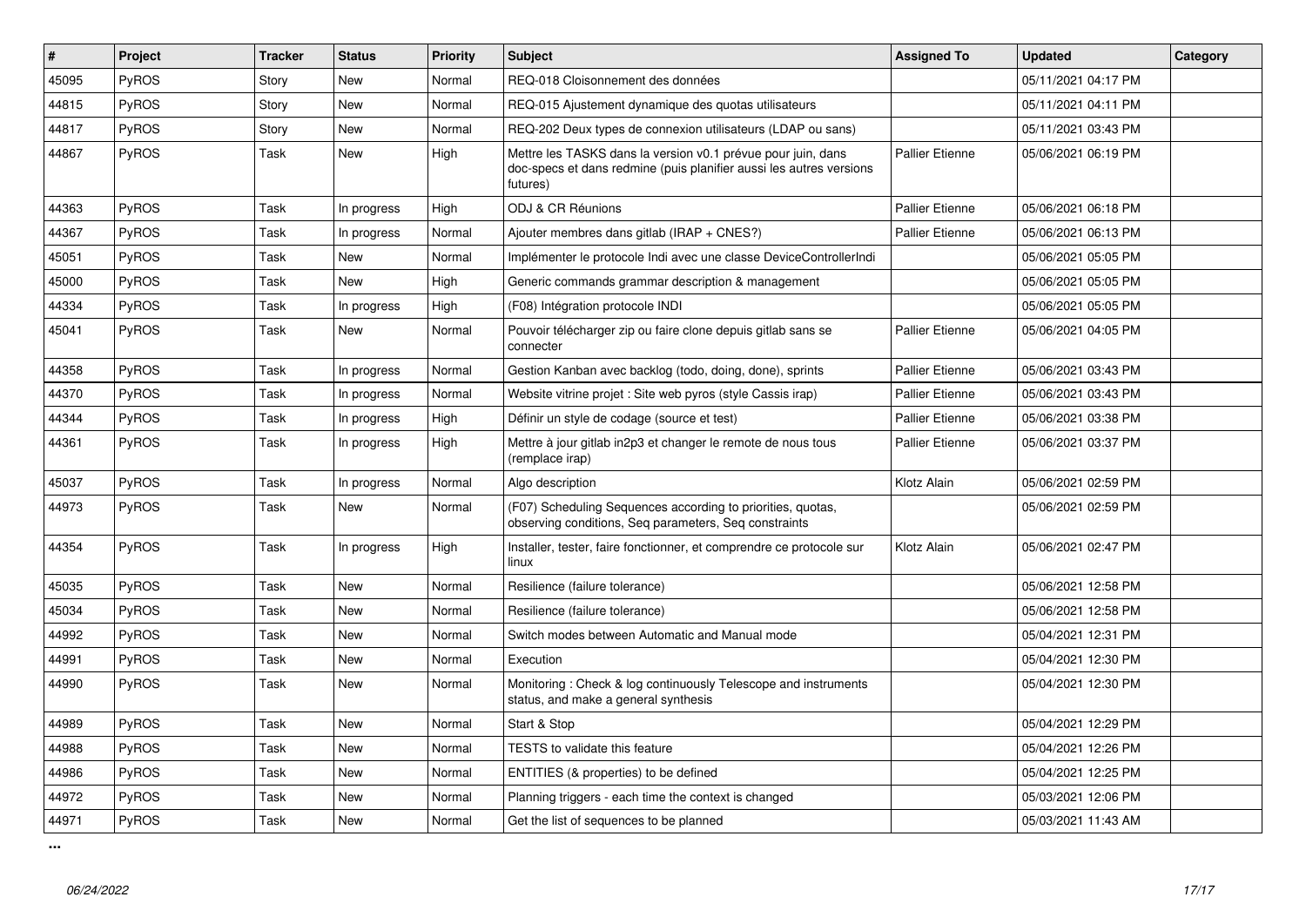| # | Project | Tracker | Status | Priority | Subject | Assigned To | Updated | Category |
|---|---|---|---|---|---|---|---|---|
| 45095 | PyROS | Story | New | Normal | REQ-018 Cloisonnement des données | | 05/11/2021 04:17 PM | |
| 44815 | PyROS | Story | New | Normal | REQ-015 Ajustement dynamique des quotas utilisateurs | | 05/11/2021 04:11 PM | |
| 44817 | PyROS | Story | New | Normal | REQ-202 Deux types de connexion utilisateurs (LDAP ou sans) | | 05/11/2021 03:43 PM | |
| 44867 | PyROS | Task | New | High | Mettre les TASKS dans la version v0.1 prévue pour juin, dans doc-specs et dans redmine (puis planifier aussi les autres versions futures) | Pallier Etienne | 05/06/2021 06:19 PM | |
| 44363 | PyROS | Task | In progress | High | ODJ & CR Réunions | Pallier Etienne | 05/06/2021 06:18 PM | |
| 44367 | PyROS | Task | In progress | Normal | Ajouter membres dans gitlab (IRAP + CNES?) | Pallier Etienne | 05/06/2021 06:13 PM | |
| 45051 | PyROS | Task | New | Normal | Implémenter le protocole Indi avec une classe DeviceControllerIndi | | 05/06/2021 05:05 PM | |
| 45000 | PyROS | Task | New | High | Generic commands grammar description & management | | 05/06/2021 05:05 PM | |
| 44334 | PyROS | Task | In progress | High | (F08) Intégration protocole INDI | | 05/06/2021 05:05 PM | |
| 45041 | PyROS | Task | New | Normal | Pouvoir télécharger zip ou faire clone depuis gitlab sans se connecter | Pallier Etienne | 05/06/2021 04:05 PM | |
| 44358 | PyROS | Task | In progress | Normal | Gestion Kanban avec backlog (todo, doing, done), sprints | Pallier Etienne | 05/06/2021 03:43 PM | |
| 44370 | PyROS | Task | In progress | Normal | Website vitrine projet : Site web pyros (style Cassis irap) | Pallier Etienne | 05/06/2021 03:43 PM | |
| 44344 | PyROS | Task | In progress | High | Définir un style de codage (source et test) | Pallier Etienne | 05/06/2021 03:38 PM | |
| 44361 | PyROS | Task | In progress | High | Mettre à jour gitlab in2p3 et changer le remote de nous tous (remplace irap) | Pallier Etienne | 05/06/2021 03:37 PM | |
| 45037 | PyROS | Task | In progress | Normal | Algo description | Klotz Alain | 05/06/2021 02:59 PM | |
| 44973 | PyROS | Task | New | Normal | (F07) Scheduling Sequences according to priorities, quotas, observing conditions, Seq parameters, Seq constraints | | 05/06/2021 02:59 PM | |
| 44354 | PyROS | Task | In progress | High | Installer, tester, faire fonctionner, et comprendre ce protocole sur linux | Klotz Alain | 05/06/2021 02:47 PM | |
| 45035 | PyROS | Task | New | Normal | Resilience (failure tolerance) | | 05/06/2021 12:58 PM | |
| 45034 | PyROS | Task | New | Normal | Resilience (failure tolerance) | | 05/06/2021 12:58 PM | |
| 44992 | PyROS | Task | New | Normal | Switch modes between Automatic and Manual mode | | 05/04/2021 12:31 PM | |
| 44991 | PyROS | Task | New | Normal | Execution | | 05/04/2021 12:30 PM | |
| 44990 | PyROS | Task | New | Normal | Monitoring : Check & log continuously Telescope and instruments status, and make a general synthesis | | 05/04/2021 12:30 PM | |
| 44989 | PyROS | Task | New | Normal | Start & Stop | | 05/04/2021 12:29 PM | |
| 44988 | PyROS | Task | New | Normal | TESTS to validate this feature | | 05/04/2021 12:26 PM | |
| 44986 | PyROS | Task | New | Normal | ENTITIES (& properties) to be defined | | 05/04/2021 12:25 PM | |
| 44972 | PyROS | Task | New | Normal | Planning triggers - each time the context is changed | | 05/03/2021 12:06 PM | |
| 44971 | PyROS | Task | New | Normal | Get the list of sequences to be planned | | 05/03/2021 11:43 AM | |

...